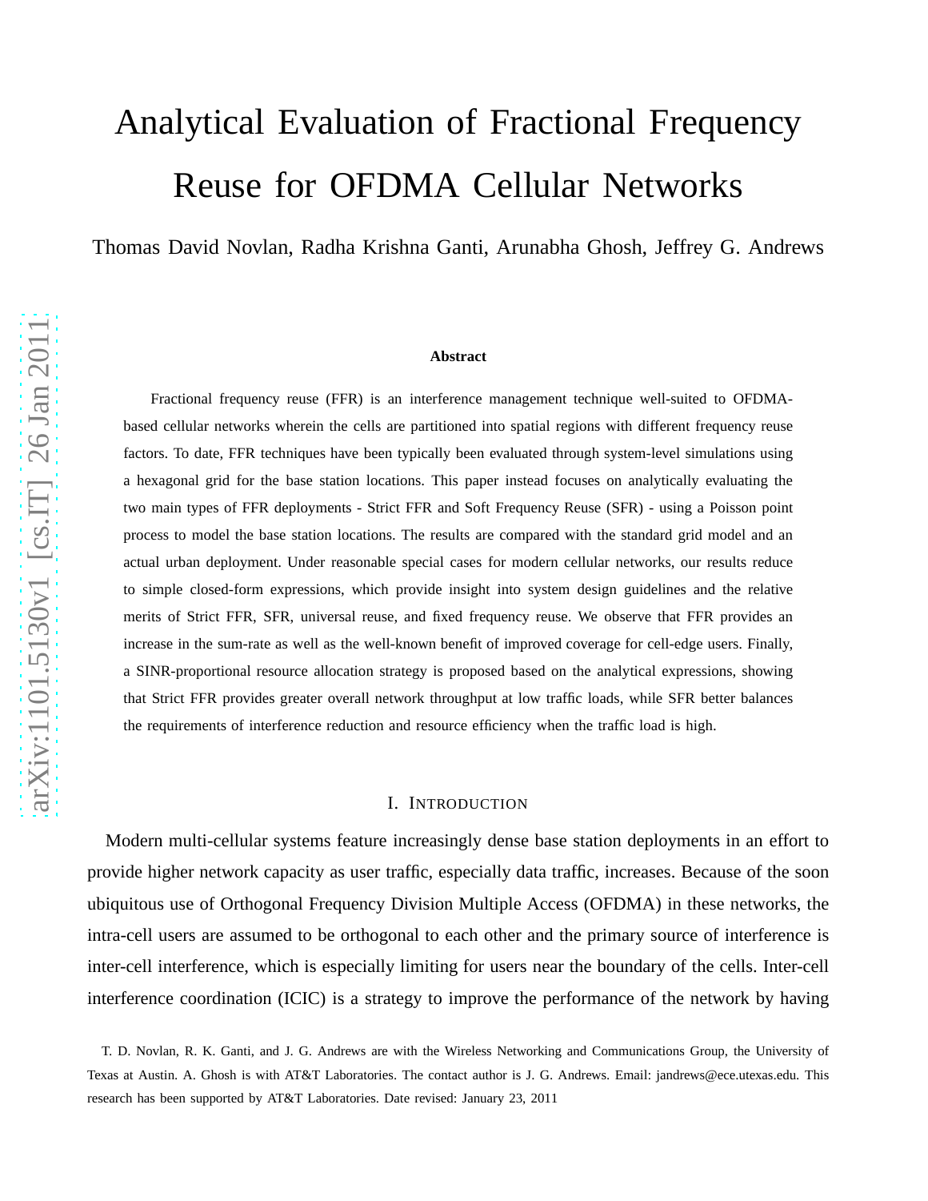# Analytical Evaluation of Fractional Frequency Reuse for OFDMA Cellular Networks

Thomas David Novlan, Radha Krishna Ganti, Arunabha Ghosh, Jeffrey G. Andrews

**Abstract**

Fractional frequency reuse (FFR) is an interference management technique well-suited to OFDMA-based cellular networks wherein the cells are partitioned into spatial regions with different frequency reuse factors. To date, FFR techniques have been typically been evaluated through system-level simulations using a hexagonal grid for the base station locations. This paper instead focuses on analytically evaluating the two main types of FFR deployments - Strict FFR and Soft Frequency Reuse (SFR) - using a Poisson point process to model the base station locations. The results are compared with the standard grid model and an actual urban deployment. Under reasonable special cases for modern cellular networks, our results reduce to simple closed-form expressions, which provide insight into system design guidelines and the relative merits of Strict FFR, SFR, universal reuse, and fixed frequency reuse. We observe that FFR provides an increase in the sum-rate as well as the well-known benefit of improved coverage for cell-edge users. Finally, a SINR-proportional resource allocation strategy is proposed based on the analytical expressions, showing that Strict FFR provides greater overall network throughput at low traffic loads, while SFR better balances the requirements of interference reduction and resource efficiency when the traffic load is high.

## I. Introduction

Modern multi-cellular systems feature increasingly dense base station deployments in an effort to provide higher network capacity as user traffic, especially data traffic, increases. Because of the soon ubiquitous use of Orthogonal Frequency Division Multiple Access (OFDMA) in these networks, the intra-cell users are assumed to be orthogonal to each other and the primary source of interference is inter-cell interference, which is especially limiting for users near the boundary of the cells. Inter-cell interference coordination (ICIC) is a strategy to improve the performance of the network by having

T. D. Novlan, R. K. Ganti, and J. G. Andrews are with the Wireless Networking and Communications Group, the University of Texas at Austin. A. Ghosh is with AT&T Laboratories. The contact author is J. G. Andrews. Email: jandrews@ece.utexas.edu. This research has been supported by AT&T Laboratories. Date revised: January 23, 2011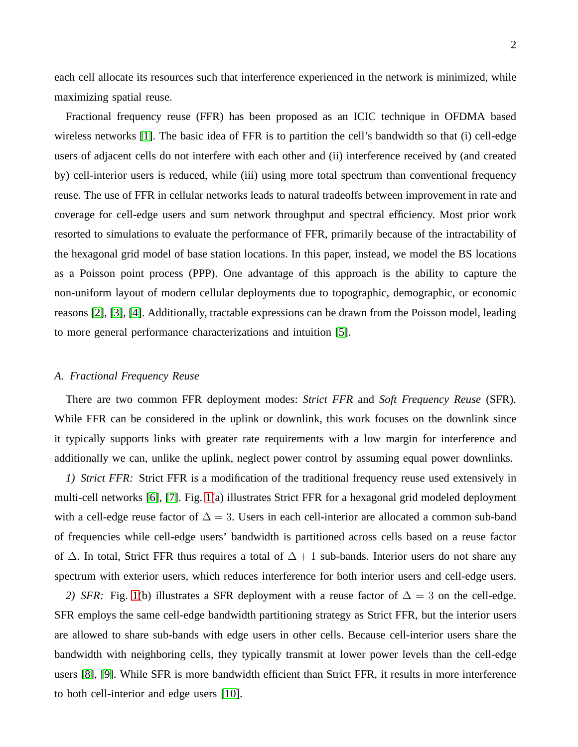each cell allocate its resources such that interference experienced in the network is minimized, while maximizing spatial reuse.

Fractional frequency reuse (FFR) has been proposed as an ICIC technique in OFDMA based wireless networks [1]. The basic idea of FFR is to partition the cell's bandwidth so that (i) cell-edge users of adjacent cells do not interfere with each other and (ii) interference received by (and created by) cell-interior users is reduced, while (iii) using more total spectrum than conventional frequency reuse. The use of FFR in cellular networks leads to natural tradeoffs between improvement in rate and coverage for cell-edge users and sum network throughput and spectral efficiency. Most prior work resorted to simulations to evaluate the performance of FFR, primarily because of the intractability of the hexagonal grid model of base station locations. In this paper, instead, we model the BS locations as a Poisson point process (PPP). One advantage of this approach is the ability to capture the non-uniform layout of modern cellular deployments due to topographic, demographic, or economic reasons [2], [3], [4]. Additionally, tractable expressions can be drawn from the Poisson model, leading to more general performance characterizations and intuition [5].

### *A. Fractional Frequency Reuse*

There are two common FFR deployment modes: *Strict FFR* and *Soft Frequency Reuse* (SFR). While FFR can be considered in the uplink or downlink, this work focuses on the downlink since it typically supports links with greater rate requirements with a low margin for interference and additionally we can, unlike the uplink, neglect power control by assuming equal power downlinks.

*1) Strict FFR:* Strict FFR is a modification of the traditional frequency reuse used extensively in multi-cell networks [6], [7]. Fig. 1(a) illustrates Strict FFR for a hexagonal grid modeled deployment with a cell-edge reuse factor of $\Delta = 3$. Users in each cell-interior are allocated a common sub-band of frequencies while cell-edge users' bandwidth is partitioned across cells based on a reuse factor of $\Delta$. In total, Strict FFR thus requires a total of $\Delta + 1$ sub-bands. Interior users do not share any spectrum with exterior users, which reduces interference for both interior users and cell-edge users.

*2) SFR:* Fig. 1(b) illustrates a SFR deployment with a reuse factor of $\Delta = 3$ on the cell-edge. SFR employs the same cell-edge bandwidth partitioning strategy as Strict FFR, but the interior users are allowed to share sub-bands with edge users in other cells. Because cell-interior users share the bandwidth with neighboring cells, they typically transmit at lower power levels than the cell-edge users [8], [9]. While SFR is more bandwidth efficient than Strict FFR, it results in more interference to both cell-interior and edge users [10].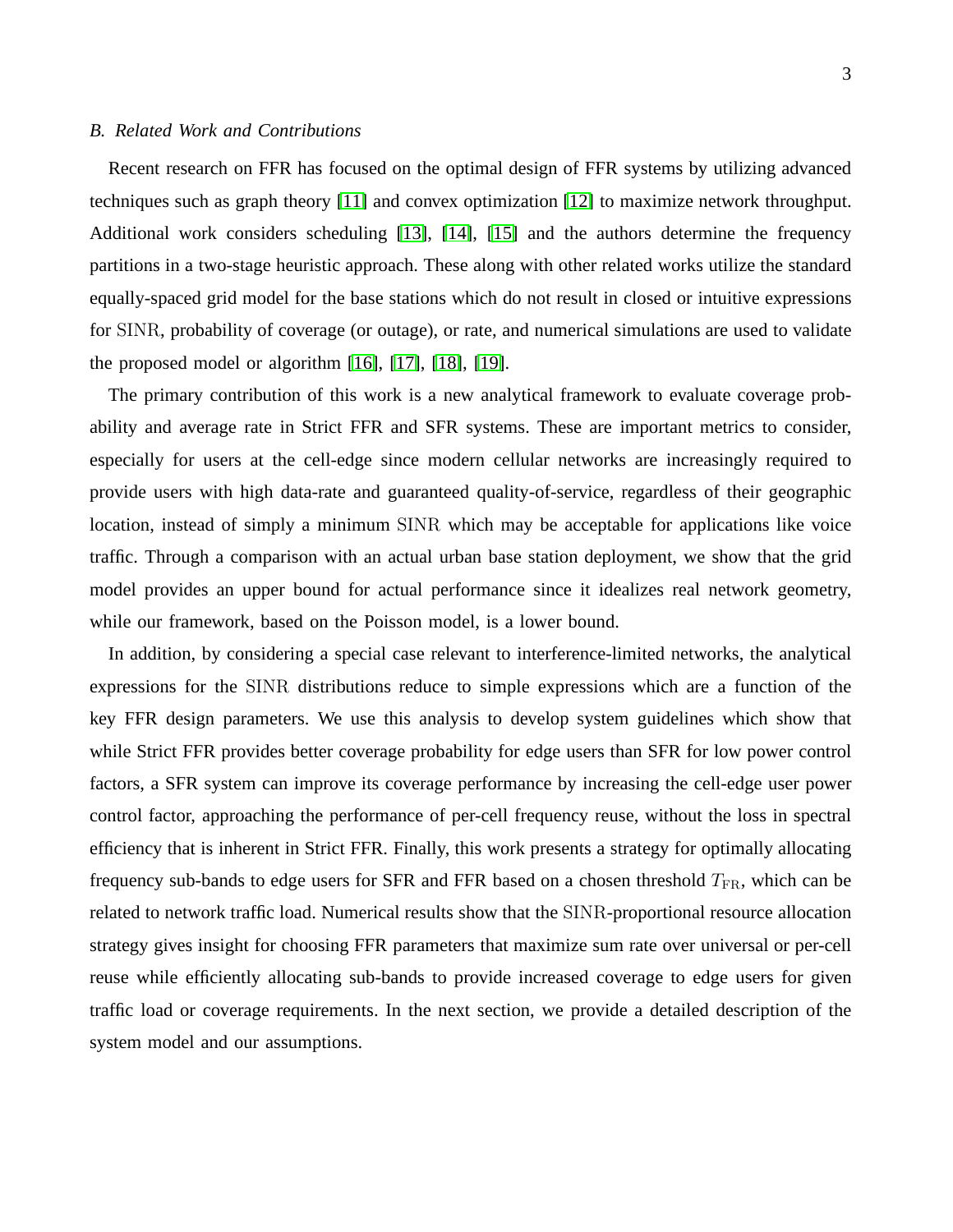### *B. Related Work and Contributions*

Recent research on FFR has focused on the optimal design of FFR systems by utilizing advanced techniques such as graph theory [11] and convex optimization [12] to maximize network throughput. Additional work considers scheduling [13], [14], [15] and the authors determine the frequency partitions in a two-stage heuristic approach. These along with other related works utilize the standard equally-spaced grid model for the base stations which do not result in closed or intuitive expressions for $\mathrm{SINR}$, probability of coverage (or outage), or rate, and numerical simulations are used to validate the proposed model or algorithm [16], [17], [18], [19].

The primary contribution of this work is a new analytical framework to evaluate coverage probability and average rate in Strict FFR and SFR systems. These are important metrics to consider, especially for users at the cell-edge since modern cellular networks are increasingly required to provide users with high data-rate and guaranteed quality-of-service, regardless of their geographic location, instead of simply a minimum $\mathrm{SINR}$ which may be acceptable for applications like voice traffic. Through a comparison with an actual urban base station deployment, we show that the grid model provides an upper bound for actual performance since it idealizes real network geometry, while our framework, based on the Poisson model, is a lower bound.

In addition, by considering a special case relevant to interference-limited networks, the analytical expressions for the $\mathrm{SINR}$ distributions reduce to simple expressions which are a function of the key FFR design parameters. We use this analysis to develop system guidelines which show that while Strict FFR provides better coverage probability for edge users than SFR for low power control factors, a SFR system can improve its coverage performance by increasing the cell-edge user power control factor, approaching the performance of per-cell frequency reuse, without the loss in spectral efficiency that is inherent in Strict FFR. Finally, this work presents a strategy for optimally allocating frequency sub-bands to edge users for SFR and FFR based on a chosen threshold $T_{\mathrm{FR}}$, which can be related to network traffic load. Numerical results show that the $\mathrm{SINR}$-proportional resource allocation strategy gives insight for choosing FFR parameters that maximize sum rate over universal or per-cell reuse while efficiently allocating sub-bands to provide increased coverage to edge users for given traffic load or coverage requirements. In the next section, we provide a detailed description of the system model and our assumptions.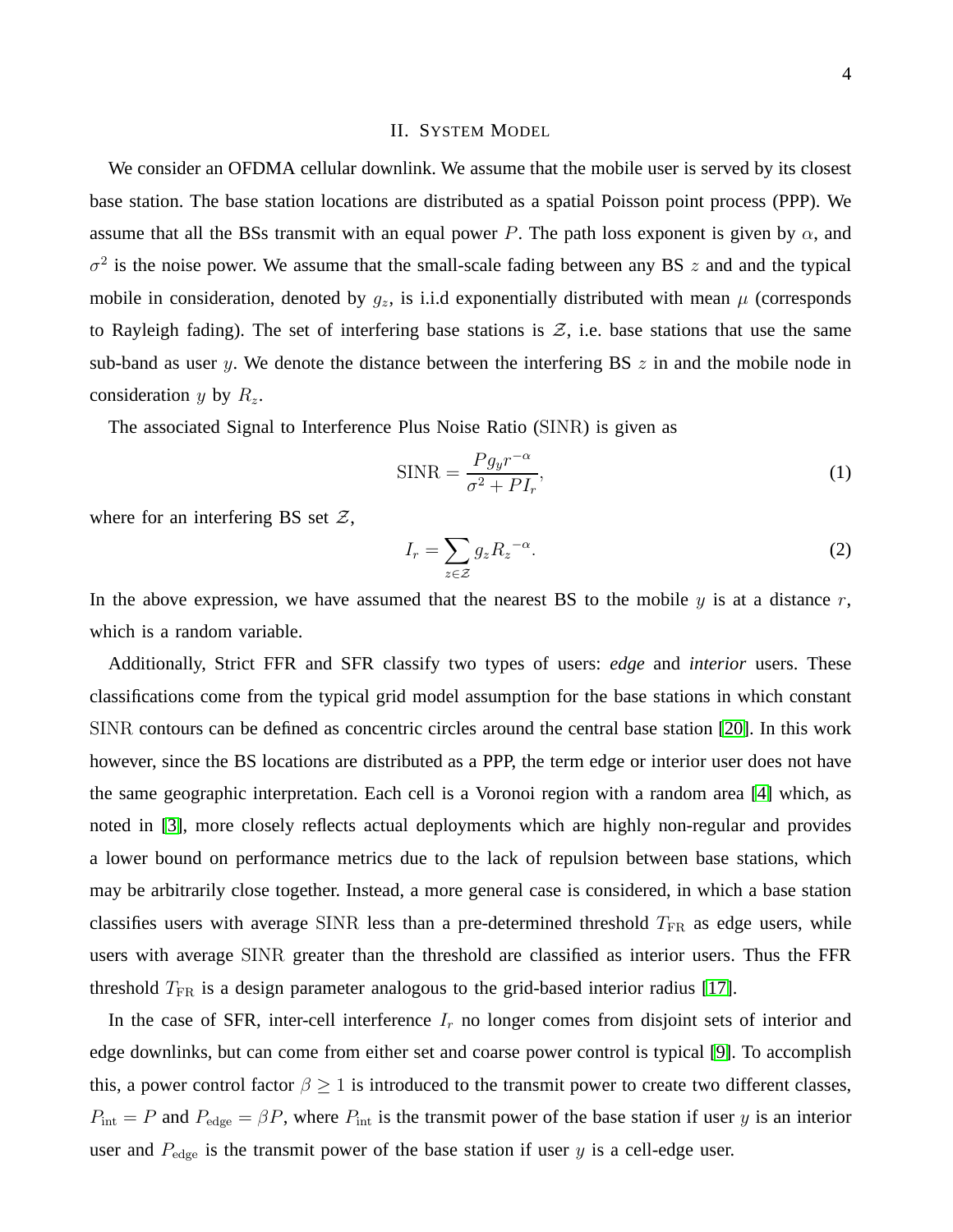## II. System Model

We consider an OFDMA cellular downlink. We assume that the mobile user is served by its closest base station. The base station locations are distributed as a spatial Poisson point process (PPP). We assume that all the BSs transmit with an equal power $P$. The path loss exponent is given by $\alpha$, and $\sigma^2$ is the noise power. We assume that the small-scale fading between any BS $z$ and and the typical mobile in consideration, denoted by $g_z$, is i.i.d exponentially distributed with mean $\mu$ (corresponds to Rayleigh fading). The set of interfering base stations is $\mathcal{Z}$, i.e. base stations that use the same sub-band as user $y$. We denote the distance between the interfering BS $z$ in and the mobile node in consideration $y$ by $R_z$.

The associated Signal to Interference Plus Noise Ratio ($\mathrm{SINR}$) is given as

$$\mathrm{SINR} = \frac{P g_y r^{-\alpha}}{\sigma^2 + P I_r}, \tag{1}$$

where for an interfering BS set $\mathcal{Z}$,

$$I_r = \sum_{z \in \mathcal{Z}} g_z {R_z}^{-\alpha}. \tag{2}$$

In the above expression, we have assumed that the nearest BS to the mobile $y$ is at a distance $r$, which is a random variable.

Additionally, Strict FFR and SFR classify two types of users: *edge* and *interior* users. These classifications come from the typical grid model assumption for the base stations in which constant $\mathrm{SINR}$ contours can be defined as concentric circles around the central base station [20]. In this work however, since the BS locations are distributed as a PPP, the term edge or interior user does not have the same geographic interpretation. Each cell is a Voronoi region with a random area [4] which, as noted in [3], more closely reflects actual deployments which are highly non-regular and provides a lower bound on performance metrics due to the lack of repulsion between base stations, which may be arbitrarily close together. Instead, a more general case is considered, in which a base station classifies users with average $\mathrm{SINR}$ less than a pre-determined threshold $T_{\mathrm{FR}}$ as edge users, while users with average $\mathrm{SINR}$ greater than the threshold are classified as interior users. Thus the FFR threshold $T_{\mathrm{FR}}$ is a design parameter analogous to the grid-based interior radius [17].

In the case of SFR, inter-cell interference $I_r$ no longer comes from disjoint sets of interior and edge downlinks, but can come from either set and coarse power control is typical [9]. To accomplish this, a power control factor $\beta \geq 1$ is introduced to the transmit power to create two different classes, $P_{\mathrm{int}} = P$ and $P_{\mathrm{edge}} = \beta P$, where $P_{\mathrm{int}}$ is the transmit power of the base station if user $y$ is an interior user and $P_{\mathrm{edge}}$ is the transmit power of the base station if user $y$ is a cell-edge user.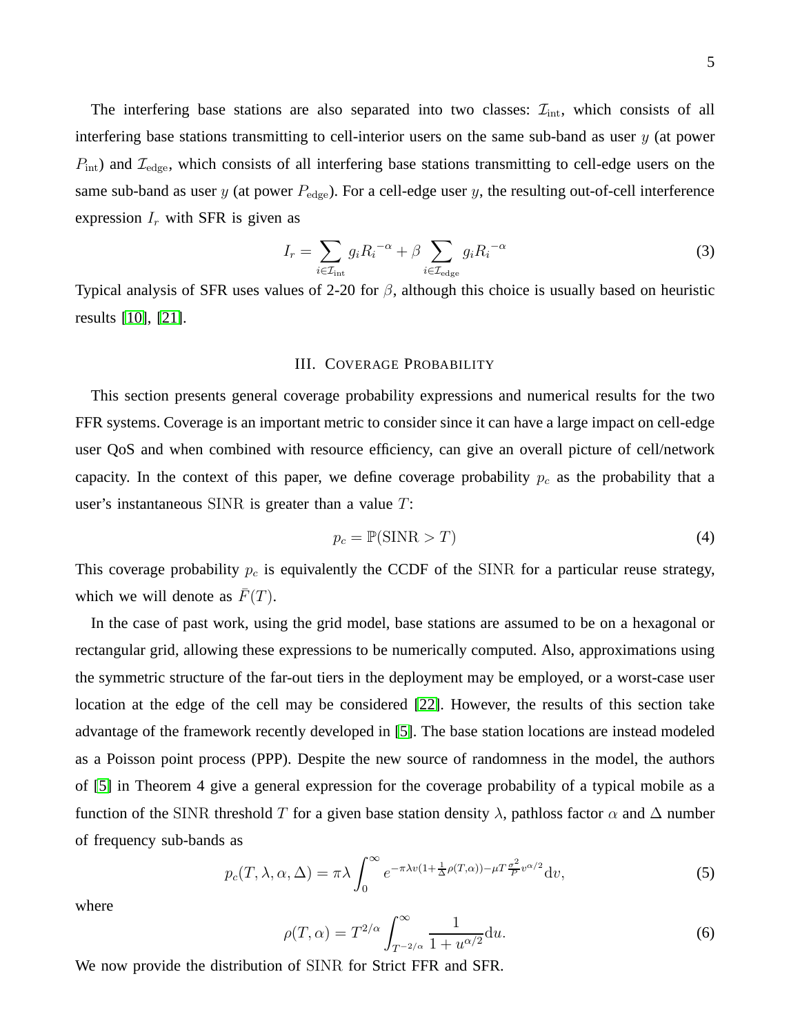The interfering base stations are also separated into two classes: $\mathcal{I}_{\text{int}}$, which consists of all interfering base stations transmitting to cell-interior users on the same sub-band as user $y$ (at power $P_{\text{int}}$) and $\mathcal{I}_{\text{edge}}$, which consists of all interfering base stations transmitting to cell-edge users on the same sub-band as user $y$ (at power $P_{\text{edge}}$). For a cell-edge user $y$, the resulting out-of-cell interference expression $I_r$ with SFR is given as

$$I_r = \sum_{i \in \mathcal{I}_{\text{int}}} g_i {R_i}^{-\alpha} + \beta \sum_{i \in \mathcal{I}_{\text{edge}}} g_i {R_i}^{-\alpha} \tag{3}$$

Typical analysis of SFR uses values of 2-20 for $\beta$, although this choice is usually based on heuristic results [10], [21].

## III. Coverage Probability

This section presents general coverage probability expressions and numerical results for the two FFR systems. Coverage is an important metric to consider since it can have a large impact on cell-edge user QoS and when combined with resource efficiency, can give an overall picture of cell/network capacity. In the context of this paper, we define coverage probability $p_c$ as the probability that a user's instantaneous $\text{SINR}$ is greater than a value $T$:

$$p_c = \mathbb{P}(\text{SINR} > T) \tag{4}$$

This coverage probability $p_c$ is equivalently the CCDF of the $\text{SINR}$ for a particular reuse strategy, which we will denote as $\bar{F}(T)$.

In the case of past work, using the grid model, base stations are assumed to be on a hexagonal or rectangular grid, allowing these expressions to be numerically computed. Also, approximations using the symmetric structure of the far-out tiers in the deployment may be employed, or a worst-case user location at the edge of the cell may be considered [22]. However, the results of this section take advantage of the framework recently developed in [5]. The base station locations are instead modeled as a Poisson point process (PPP). Despite the new source of randomness in the model, the authors of [5] in Theorem 4 give a general expression for the coverage probability of a typical mobile as a function of the $\text{SINR}$ threshold $T$ for a given base station density $\lambda$, pathloss factor $\alpha$ and $\Delta$ number of frequency sub-bands as

$$p_c(T, \lambda, \alpha, \Delta) = \pi\lambda \int_0^\infty e^{-\pi\lambda v(1+\frac{1}{\Delta}\rho(T,\alpha)) - \mu T \frac{\sigma^2}{P} v^{\alpha/2}} \mathrm{d}v, \tag{5}$$

where

$$\rho(T, \alpha) = T^{2/\alpha} \int_{T^{-2/\alpha}}^\infty \frac{1}{1 + u^{\alpha/2}} \mathrm{d}u. \tag{6}$$

We now provide the distribution of $\text{SINR}$ for Strict FFR and SFR.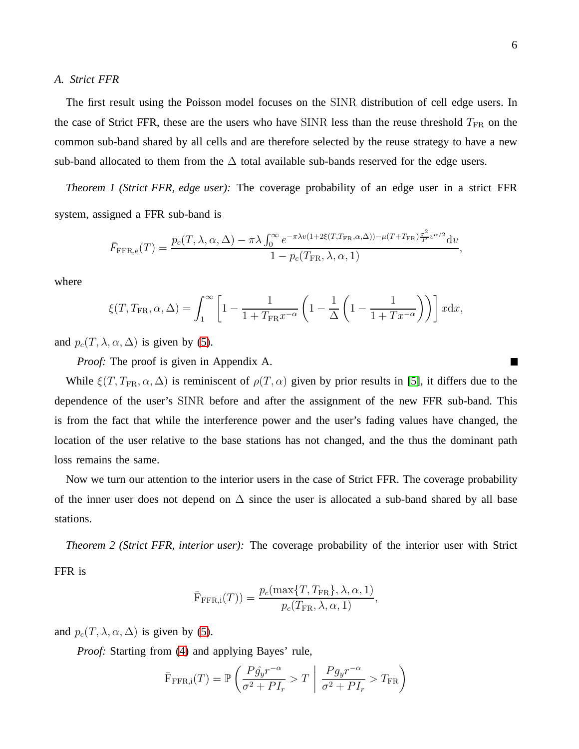### A. Strict FFR

The first result using the Poisson model focuses on the $\mathrm{SINR}$ distribution of cell edge users. In the case of Strict FFR, these are the users who have $\mathrm{SINR}$ less than the reuse threshold $T_{\mathrm{FR}}$ on the common sub-band shared by all cells and are therefore selected by the reuse strategy to have a new sub-band allocated to them from the $\Delta$ total available sub-bands reserved for the edge users.

*Theorem 1 (Strict FFR, edge user):* The coverage probability of an edge user in a strict FFR system, assigned a FFR sub-band is

$$\bar{F}_{\mathrm{FFR,e}}(T) = \frac{p_c(T,\lambda,\alpha,\Delta) - \pi\lambda\int_0^\infty e^{-\pi\lambda v(1+2\xi(T,T_{\mathrm{FR}},\alpha,\Delta)) - \mu(T+T_{\mathrm{FR}})\frac{\sigma^2}{P}v^{\alpha/2}}\mathrm{d}v}{1-p_c(T_{\mathrm{FR}},\lambda,\alpha,1)},$$

where

$$\xi(T,T_{\mathrm{FR}},\alpha,\Delta) = \int_1^\infty \left[1 - \frac{1}{1+T_{\mathrm{FR}}x^{-\alpha}}\left(1 - \frac{1}{\Delta}\left(1 - \frac{1}{1+Tx^{-\alpha}}\right)\right)\right] x\mathrm{d}x,$$

and $p_c(T,\lambda,\alpha,\Delta)$ is given by (5).

*Proof:* The proof is given in Appendix A. ■

While $\xi(T,T_{\mathrm{FR}},\alpha,\Delta)$ is reminiscent of $\rho(T,\alpha)$ given by prior results in [5], it differs due to the dependence of the user's $\mathrm{SINR}$ before and after the assignment of the new FFR sub-band. This is from the fact that while the interference power and the user's fading values have changed, the location of the user relative to the base stations has not changed, and the thus the dominant path loss remains the same.

Now we turn our attention to the interior users in the case of Strict FFR. The coverage probability of the inner user does not depend on $\Delta$ since the user is allocated a sub-band shared by all base stations.

*Theorem 2 (Strict FFR, interior user):* The coverage probability of the interior user with Strict FFR is

$$\bar{\mathrm{F}}_{\mathrm{FFR,i}}(T)) = \frac{p_c(\max\{T,T_{\mathrm{FR}}\},\lambda,\alpha,1)}{p_c(T_{\mathrm{FR}},\lambda,\alpha,1)},$$

and $p_c(T,\lambda,\alpha,\Delta)$ is given by (5).

*Proof:* Starting from (4) and applying Bayes' rule,

$$\bar{\mathrm{F}}_{\mathrm{FFR,i}}(T) = \mathbb{P}\left(\frac{P\hat{g}_y r^{-\alpha}}{\sigma^2+PI_r} > T \;\middle|\; \frac{Pg_y r^{-\alpha}}{\sigma^2+PI_r} > T_{\mathrm{FR}}\right)$$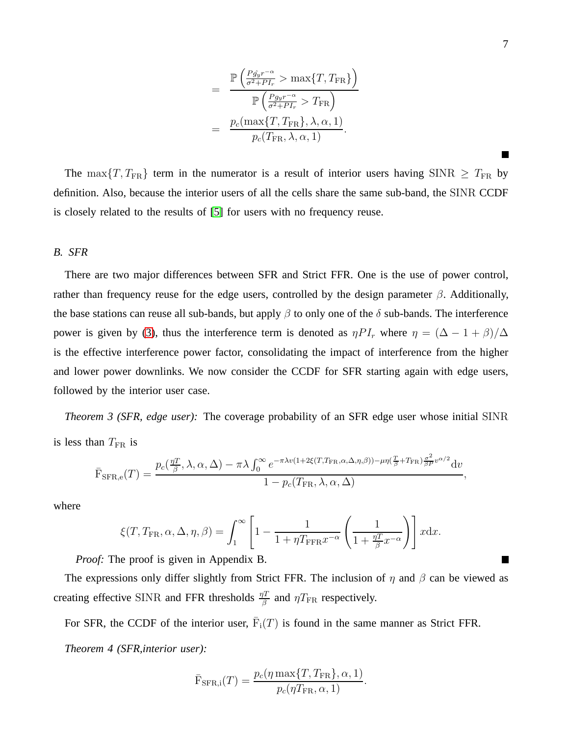$$
\begin{aligned}
&= \frac{\mathbb{P}\left(\frac{P\hat{g_y}r^{-\alpha}}{\sigma^2+PI_r} > \max\{T, T_{\mathrm{FR}}\}\right)}{\mathbb{P}\left(\frac{Pg_yr^{-\alpha}}{\sigma^2+PI_r} > T_{\mathrm{FR}}\right)} \\
&= \frac{p_c(\max\{T, T_{\mathrm{FR}}\}, \lambda, \alpha, 1)}{p_c(T_{\mathrm{FR}}, \lambda, \alpha, 1)}.
\end{aligned}
$$

∎

The $\max\{T, T_{\mathrm{FR}}\}$ term in the numerator is a result of interior users having $\mathrm{SINR} \geq T_{\mathrm{FR}}$ by definition. Also, because the interior users of all the cells share the same sub-band, the SINR CCDF is closely related to the results of [5] for users with no frequency reuse.

### B. SFR

There are two major differences between SFR and Strict FFR. One is the use of power control, rather than frequency reuse for the edge users, controlled by the design parameter $\beta$. Additionally, the base stations can reuse all sub-bands, but apply $\beta$ to only one of the $\delta$ sub-bands. The interference power is given by (3), thus the interference term is denoted as $\eta P I_r$ where $\eta = (\Delta - 1 + \beta)/\Delta$ is the effective interference power factor, consolidating the impact of interference from the higher and lower power downlinks. We now consider the CCDF for SFR starting again with edge users, followed by the interior user case.

*Theorem 3 (SFR, edge user):* The coverage probability of an SFR edge user whose initial SINR is less than $T_{\mathrm{FR}}$ is

$$
\bar{\mathrm{F}}_{\mathrm{SFR,e}}(T) = \frac{p_c(\frac{\eta T}{\beta}, \lambda, \alpha, \Delta) - \pi\lambda \int_0^\infty e^{-\pi\lambda v(1+2\xi(T, T_{\mathrm{FR}}, \alpha, \Delta, \eta, \beta)) - \mu\eta(\frac{T}{\beta}+T_{\mathrm{FR}})\frac{\sigma^2}{\beta P}v^{\alpha/2}} \mathrm{d}v}{1 - p_c(T_{\mathrm{FR}}, \lambda, \alpha, \Delta)},
$$

where

$$
\xi(T, T_{\mathrm{FR}}, \alpha, \Delta, \eta, \beta) = \int_1^\infty \left[1 - \frac{1}{1+\eta T_{\mathrm{FFR}} x^{-\alpha}} \left(\frac{1}{1+\frac{\eta T}{\beta}x^{-\alpha}}\right)\right] x \mathrm{d}x.
$$

*Proof:* The proof is given in Appendix B. ∎

The expressions only differ slightly from Strict FFR. The inclusion of $\eta$ and $\beta$ can be viewed as creating effective SINR and FFR thresholds $\frac{\eta T}{\beta}$ and $\eta T_{\mathrm{FR}}$ respectively.

For SFR, the CCDF of the interior user, $\bar{\mathrm{F}}_{\mathrm{i}}(T)$ is found in the same manner as Strict FFR.

*Theorem 4 (SFR,interior user):*

$$
\bar{\mathrm{F}}_{\mathrm{SFR,i}}(T) = \frac{p_c(\eta \max\{T, T_{\mathrm{FR}}\}, \alpha, 1)}{p_c(\eta T_{\mathrm{FR}}, \alpha, 1)}.
$$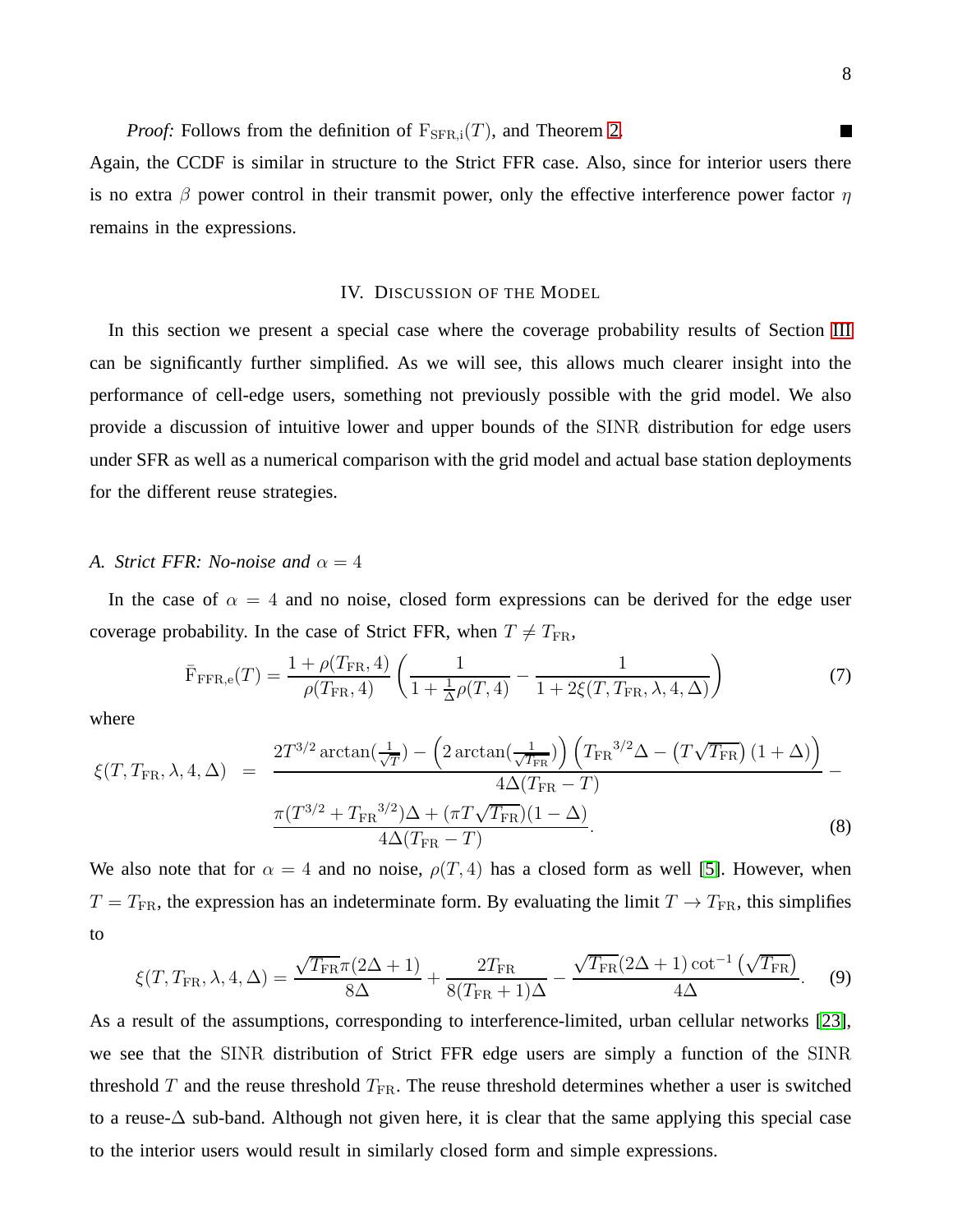*Proof:* Follows from the definition of $\mathrm{F}_{\mathrm{SFR,i}}(T)$, and Theorem 2. ■

Again, the CCDF is similar in structure to the Strict FFR case. Also, since for interior users there is no extra $\beta$ power control in their transmit power, only the effective interference power factor $\eta$ remains in the expressions.

## IV. Discussion of the Model

In this section we present a special case where the coverage probability results of Section III can be significantly further simplified. As we will see, this allows much clearer insight into the performance of cell-edge users, something not previously possible with the grid model. We also provide a discussion of intuitive lower and upper bounds of the SINR distribution for edge users under SFR as well as a numerical comparison with the grid model and actual base station deployments for the different reuse strategies.

### *A. Strict FFR: No-noise and $\alpha = 4$*

In the case of $\alpha = 4$ and no noise, closed form expressions can be derived for the edge user coverage probability. In the case of Strict FFR, when $T \neq T_{\mathrm{FR}}$,

$$\bar{\mathrm{F}}_{\mathrm{FFR,e}}(T) = \frac{1 + \rho(T_{\mathrm{FR}}, 4)}{\rho(T_{\mathrm{FR}}, 4)} \left( \frac{1}{1 + \frac{1}{\Delta}\rho(T, 4)} - \frac{1}{1 + 2\xi(T, T_{\mathrm{FR}}, \lambda, 4, \Delta)} \right) \tag{7}$$

where

$$\begin{aligned} \xi(T, T_{\mathrm{FR}}, \lambda, 4, \Delta) \;=\; & \frac{2T^{3/2}\arctan(\frac{1}{\sqrt{T}}) - \left(2\arctan(\frac{1}{\sqrt{T_{\mathrm{FR}}}})\right)\left({T_{\mathrm{FR}}}^{3/2}\Delta - \left(T\sqrt{T_{\mathrm{FR}}}\right)(1+\Delta)\right)}{4\Delta(T_{\mathrm{FR}} - T)} - \\ & \frac{\pi(T^{3/2} + {T_{\mathrm{FR}}}^{3/2})\Delta + (\pi T\sqrt{T_{\mathrm{FR}}})(1-\Delta)}{4\Delta(T_{\mathrm{FR}} - T)}. \end{aligned} \tag{8}$$

We also note that for $\alpha = 4$ and no noise, $\rho(T, 4)$ has a closed form as well [5]. However, when $T = T_{\mathrm{FR}}$, the expression has an indeterminate form. By evaluating the limit $T \to T_{\mathrm{FR}}$, this simplifies to

$$\xi(T, T_{\mathrm{FR}}, \lambda, 4, \Delta) = \frac{\sqrt{T_{\mathrm{FR}}}\pi(2\Delta+1)}{8\Delta} + \frac{2T_{\mathrm{FR}}}{8(T_{\mathrm{FR}}+1)\Delta} - \frac{\sqrt{T_{\mathrm{FR}}}(2\Delta+1)\cot^{-1}\left(\sqrt{T_{\mathrm{FR}}}\right)}{4\Delta}. \tag{9}$$

As a result of the assumptions, corresponding to interference-limited, urban cellular networks [23], we see that the SINR distribution of Strict FFR edge users are simply a function of the SINR threshold $T$ and the reuse threshold $T_{\mathrm{FR}}$. The reuse threshold determines whether a user is switched to a reuse-$\Delta$ sub-band. Although not given here, it is clear that the same applying this special case to the interior users would result in similarly closed form and simple expressions.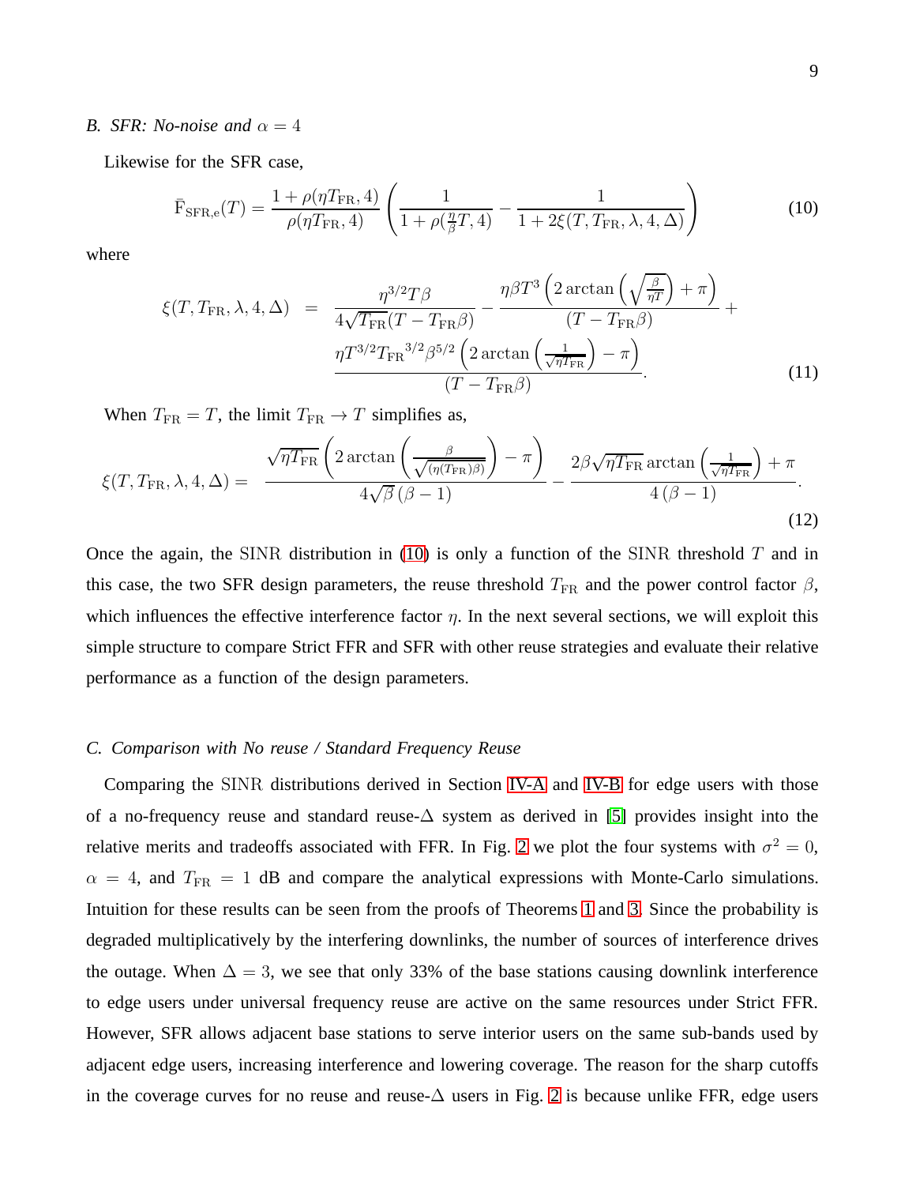### B. SFR: No-noise and $\alpha = 4$

Likewise for the SFR case,

$$\bar{\mathrm{F}}_{\mathrm{SFR,e}}(T) = \frac{1+\rho(\eta T_{\mathrm{FR}},4)}{\rho(\eta T_{\mathrm{FR}},4)} \left( \frac{1}{1+\rho(\frac{\eta}{\beta}T,4)} - \frac{1}{1+2\xi(T,T_{\mathrm{FR}},\lambda,4,\Delta)} \right) \tag{10}$$

where

$$\begin{aligned}
\xi(T,T_{\mathrm{FR}},\lambda,4,\Delta) \;=\;& \frac{\eta^{3/2}T\beta}{4\sqrt{T_{\mathrm{FR}}}(T-T_{\mathrm{FR}}\beta)} - \frac{\eta\beta T^{3}\left(2\arctan\left(\sqrt{\frac{\beta}{\eta T}}\right)+\pi\right)}{(T-T_{\mathrm{FR}}\beta)} + \\
& \frac{\eta T^{3/2}{T_{\mathrm{FR}}}^{3/2}\beta^{5/2}\left(2\arctan\left(\frac{1}{\sqrt{\eta T_{\mathrm{FR}}}}\right)-\pi\right)}{(T-T_{\mathrm{FR}}\beta)}.
\end{aligned} \tag{11}$$

When $T_{\mathrm{FR}} = T$, the limit $T_{\mathrm{FR}} \to T$ simplifies as,

$$\xi(T,T_{\mathrm{FR}},\lambda,4,\Delta) = \frac{\sqrt{\eta T_{\mathrm{FR}}}\left(2\arctan\left(\frac{\beta}{\sqrt{(\eta(T_{\mathrm{FR}})\beta)}}\right)-\pi\right)}{4\sqrt{\beta}\,(\beta-1)} - \frac{2\beta\sqrt{\eta T_{\mathrm{FR}}}\arctan\left(\frac{1}{\sqrt{\eta T_{\mathrm{FR}}}}\right)+\pi}{4\,(\beta-1)}. \tag{12}$$

Once the again, the SINR distribution in (10) is only a function of the SINR threshold $T$ and in this case, the two SFR design parameters, the reuse threshold $T_{\mathrm{FR}}$ and the power control factor $\beta$, which influences the effective interference factor $\eta$. In the next several sections, we will exploit this simple structure to compare Strict FFR and SFR with other reuse strategies and evaluate their relative performance as a function of the design parameters.

### C. Comparison with No reuse / Standard Frequency Reuse

Comparing the SINR distributions derived in Section IV-A and IV-B for edge users with those of a no-frequency reuse and standard reuse-$\Delta$ system as derived in [5] provides insight into the relative merits and tradeoffs associated with FFR. In Fig. 2 we plot the four systems with $\sigma^2 = 0$, $\alpha = 4$, and $T_{\mathrm{FR}} = 1$ dB and compare the analytical expressions with Monte-Carlo simulations. Intuition for these results can be seen from the proofs of Theorems 1 and 3. Since the probability is degraded multiplicatively by the interfering downlinks, the number of sources of interference drives the outage. When $\Delta = 3$, we see that only 33% of the base stations causing downlink interference to edge users under universal frequency reuse are active on the same resources under Strict FFR. However, SFR allows adjacent base stations to serve interior users on the same sub-bands used by adjacent edge users, increasing interference and lowering coverage. The reason for the sharp cutoffs in the coverage curves for no reuse and reuse-$\Delta$ users in Fig. 2 is because unlike FFR, edge users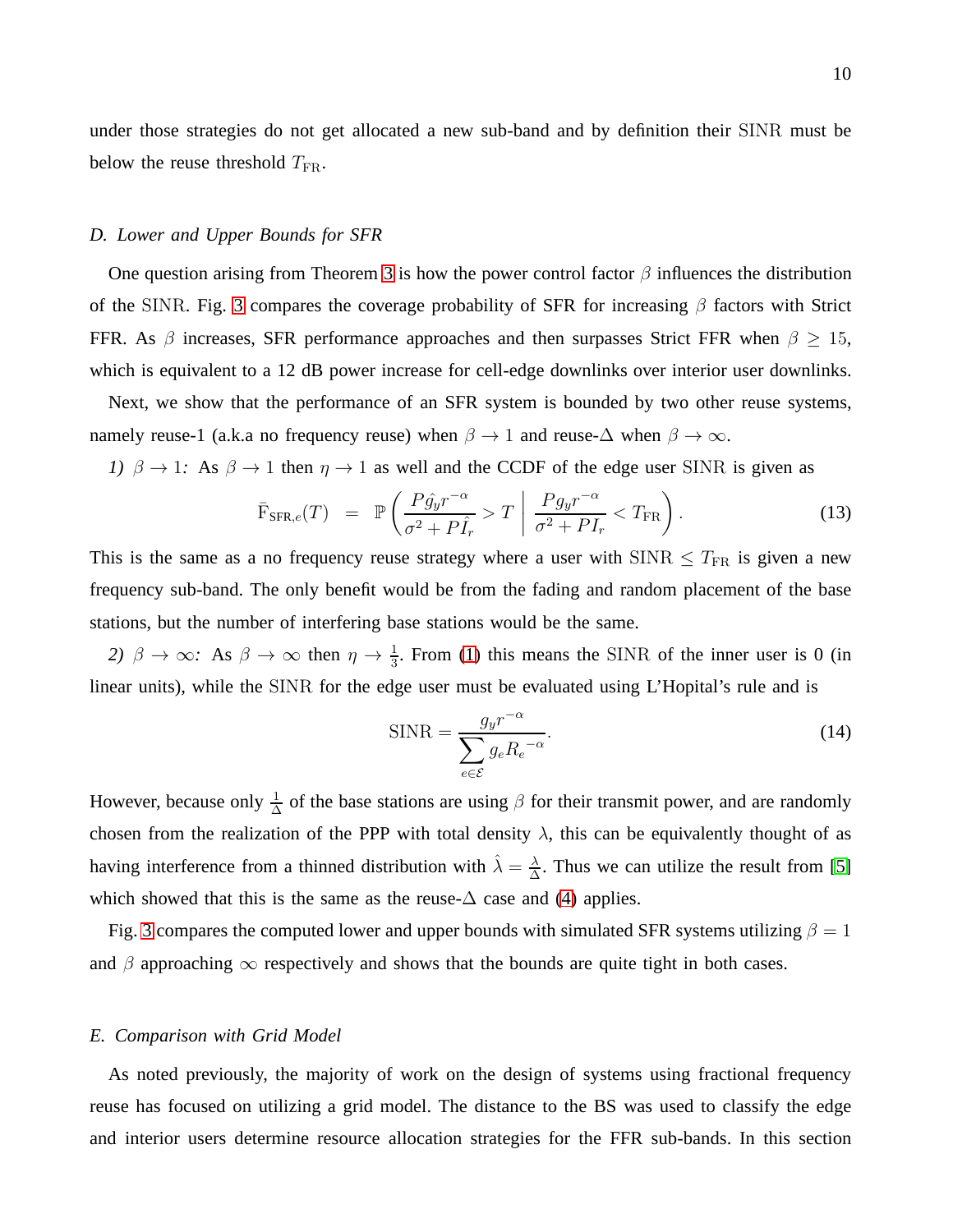under those strategies do not get allocated a new sub-band and by definition their $\mathrm{SINR}$ must be below the reuse threshold $T_{\mathrm{FR}}$.

### D. Lower and Upper Bounds for SFR

One question arising from Theorem 3 is how the power control factor $\beta$ influences the distribution of the $\mathrm{SINR}$. Fig. 3 compares the coverage probability of SFR for increasing $\beta$ factors with Strict FFR. As $\beta$ increases, SFR performance approaches and then surpasses Strict FFR when $\beta \geq 15$, which is equivalent to a 12 dB power increase for cell-edge downlinks over interior user downlinks.

Next, we show that the performance of an SFR system is bounded by two other reuse systems, namely reuse-1 (a.k.a no frequency reuse) when $\beta \to 1$ and reuse-$\Delta$ when $\beta \to \infty$.

*1) $\beta \to 1$:* As $\beta \to 1$ then $\eta \to 1$ as well and the CCDF of the edge user $\mathrm{SINR}$ is given as

$$\bar{\mathrm{F}}_{\mathrm{SFR},e}(T) \quad = \quad \mathbb{P}\left( \frac{P\hat{g}_y r^{-\alpha}}{\sigma^2 + P\hat{I}_r} > T \;\middle|\; \frac{P g_y r^{-\alpha}}{\sigma^2 + P I_r} < T_{\mathrm{FR}} \right). \tag{13}$$

This is the same as a no frequency reuse strategy where a user with $\mathrm{SINR} \leq T_{\mathrm{FR}}$ is given a new frequency sub-band. The only benefit would be from the fading and random placement of the base stations, but the number of interfering base stations would be the same.

*2) $\beta \to \infty$:* As $\beta \to \infty$ then $\eta \to \frac{1}{3}$. From (1) this means the $\mathrm{SINR}$ of the inner user is 0 (in linear units), while the $\mathrm{SINR}$ for the edge user must be evaluated using L'Hopital's rule and is

$$\mathrm{SINR} = \frac{g_y r^{-\alpha}}{\sum\limits_{e \in \mathcal{E}} g_e {R_e}^{-\alpha}}. \tag{14}$$

However, because only $\frac{1}{\Delta}$ of the base stations are using $\beta$ for their transmit power, and are randomly chosen from the realization of the PPP with total density $\lambda$, this can be equivalently thought of as having interference from a thinned distribution with $\hat{\lambda} = \frac{\lambda}{\Delta}$. Thus we can utilize the result from [5] which showed that this is the same as the reuse-$\Delta$ case and (4) applies.

Fig. 3 compares the computed lower and upper bounds with simulated SFR systems utilizing $\beta = 1$ and $\beta$ approaching $\infty$ respectively and shows that the bounds are quite tight in both cases.

### E. Comparison with Grid Model

As noted previously, the majority of work on the design of systems using fractional frequency reuse has focused on utilizing a grid model. The distance to the BS was used to classify the edge and interior users determine resource allocation strategies for the FFR sub-bands. In this section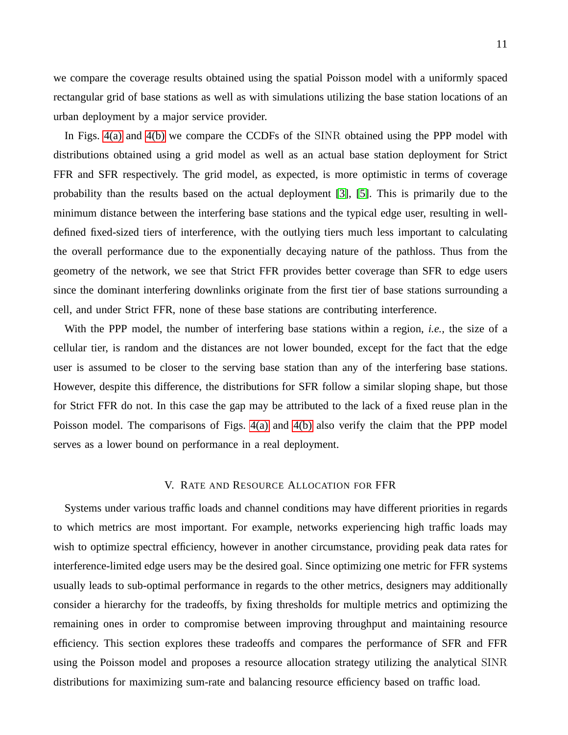we compare the coverage results obtained using the spatial Poisson model with a uniformly spaced rectangular grid of base stations as well as with simulations utilizing the base station locations of an urban deployment by a major service provider.

In Figs. 4(a) and 4(b) we compare the CCDFs of the $\mathrm{SINR}$ obtained using the PPP model with distributions obtained using a grid model as well as an actual base station deployment for Strict FFR and SFR respectively. The grid model, as expected, is more optimistic in terms of coverage probability than the results based on the actual deployment [3], [5]. This is primarily due to the minimum distance between the interfering base stations and the typical edge user, resulting in well-defined fixed-sized tiers of interference, with the outlying tiers much less important to calculating the overall performance due to the exponentially decaying nature of the pathloss. Thus from the geometry of the network, we see that Strict FFR provides better coverage than SFR to edge users since the dominant interfering downlinks originate from the first tier of base stations surrounding a cell, and under Strict FFR, none of these base stations are contributing interference.

With the PPP model, the number of interfering base stations within a region, *i.e.*, the size of a cellular tier, is random and the distances are not lower bounded, except for the fact that the edge user is assumed to be closer to the serving base station than any of the interfering base stations. However, despite this difference, the distributions for SFR follow a similar sloping shape, but those for Strict FFR do not. In this case the gap may be attributed to the lack of a fixed reuse plan in the Poisson model. The comparisons of Figs. 4(a) and 4(b) also verify the claim that the PPP model serves as a lower bound on performance in a real deployment.

## V. Rate and Resource Allocation for FFR

Systems under various traffic loads and channel conditions may have different priorities in regards to which metrics are most important. For example, networks experiencing high traffic loads may wish to optimize spectral efficiency, however in another circumstance, providing peak data rates for interference-limited edge users may be the desired goal. Since optimizing one metric for FFR systems usually leads to sub-optimal performance in regards to the other metrics, designers may additionally consider a hierarchy for the tradeoffs, by fixing thresholds for multiple metrics and optimizing the remaining ones in order to compromise between improving throughput and maintaining resource efficiency. This section explores these tradeoffs and compares the performance of SFR and FFR using the Poisson model and proposes a resource allocation strategy utilizing the analytical $\mathrm{SINR}$ distributions for maximizing sum-rate and balancing resource efficiency based on traffic load.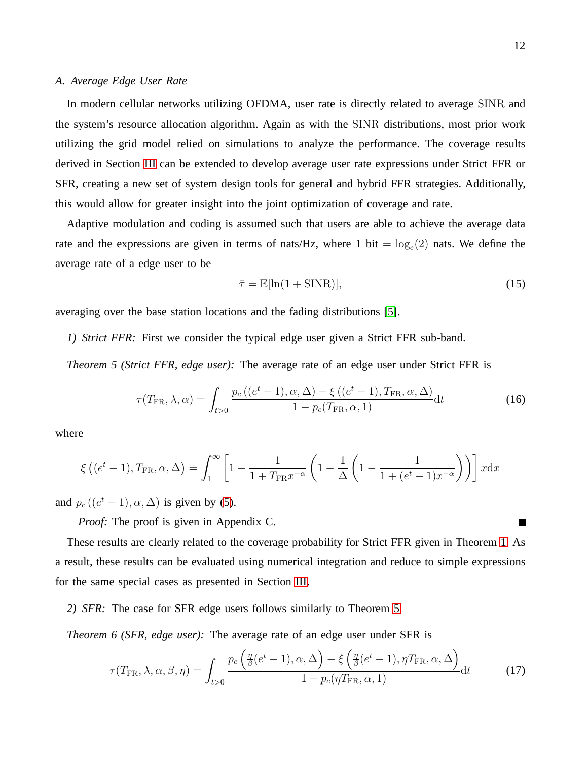### A. Average Edge User Rate

In modern cellular networks utilizing OFDMA, user rate is directly related to average $\mathrm{SINR}$ and the system's resource allocation algorithm. Again as with the $\mathrm{SINR}$ distributions, most prior work utilizing the grid model relied on simulations to analyze the performance. The coverage results derived in Section III can be extended to develop average user rate expressions under Strict FFR or SFR, creating a new set of system design tools for general and hybrid FFR strategies. Additionally, this would allow for greater insight into the joint optimization of coverage and rate.

Adaptive modulation and coding is assumed such that users are able to achieve the average data rate and the expressions are given in terms of nats/Hz, where 1 bit $= \log_e(2)$ nats. We define the average rate of a edge user to be

$$\bar{\tau} = \mathbb{E}[\ln(1 + \mathrm{SINR})], \tag{15}$$

averaging over the base station locations and the fading distributions [5].

*1) Strict FFR:* First we consider the typical edge user given a Strict FFR sub-band.

*Theorem 5 (Strict FFR, edge user):* The average rate of an edge user under Strict FFR is

$$\tau(T_{\mathrm{FR}}, \lambda, \alpha) = \int_{t>0} \frac{p_c\left((e^t - 1), \alpha, \Delta\right) - \xi\left((e^t - 1), T_{\mathrm{FR}}, \alpha, \Delta\right)}{1 - p_c(T_{\mathrm{FR}}, \alpha, 1)} \mathrm{d}t \tag{16}$$

where

$$\xi\left((e^t - 1), T_{\mathrm{FR}}, \alpha, \Delta\right) = \int_1^\infty \left[1 - \frac{1}{1 + T_{\mathrm{FR}} x^{-\alpha}} \left(1 - \frac{1}{\Delta}\left(1 - \frac{1}{1 + (e^t - 1)x^{-\alpha}}\right)\right)\right] x \mathrm{d}x$$

and $p_c\left((e^t - 1), \alpha, \Delta\right)$ is given by (5).

*Proof:* The proof is given in Appendix C. ■

These results are clearly related to the coverage probability for Strict FFR given in Theorem 1. As a result, these results can be evaluated using numerical integration and reduce to simple expressions for the same special cases as presented in Section III.

*2) SFR:* The case for SFR edge users follows similarly to Theorem 5.

*Theorem 6 (SFR, edge user):* The average rate of an edge user under SFR is

$$\tau(T_{\mathrm{FR}}, \lambda, \alpha, \beta, \eta) = \int_{t>0} \frac{p_c\left(\frac{\eta}{\beta}(e^t - 1), \alpha, \Delta\right) - \xi\left(\frac{\eta}{\beta}(e^t - 1), \eta T_{\mathrm{FR}}, \alpha, \Delta\right)}{1 - p_c(\eta T_{\mathrm{FR}}, \alpha, 1)} \mathrm{d}t \tag{17}$$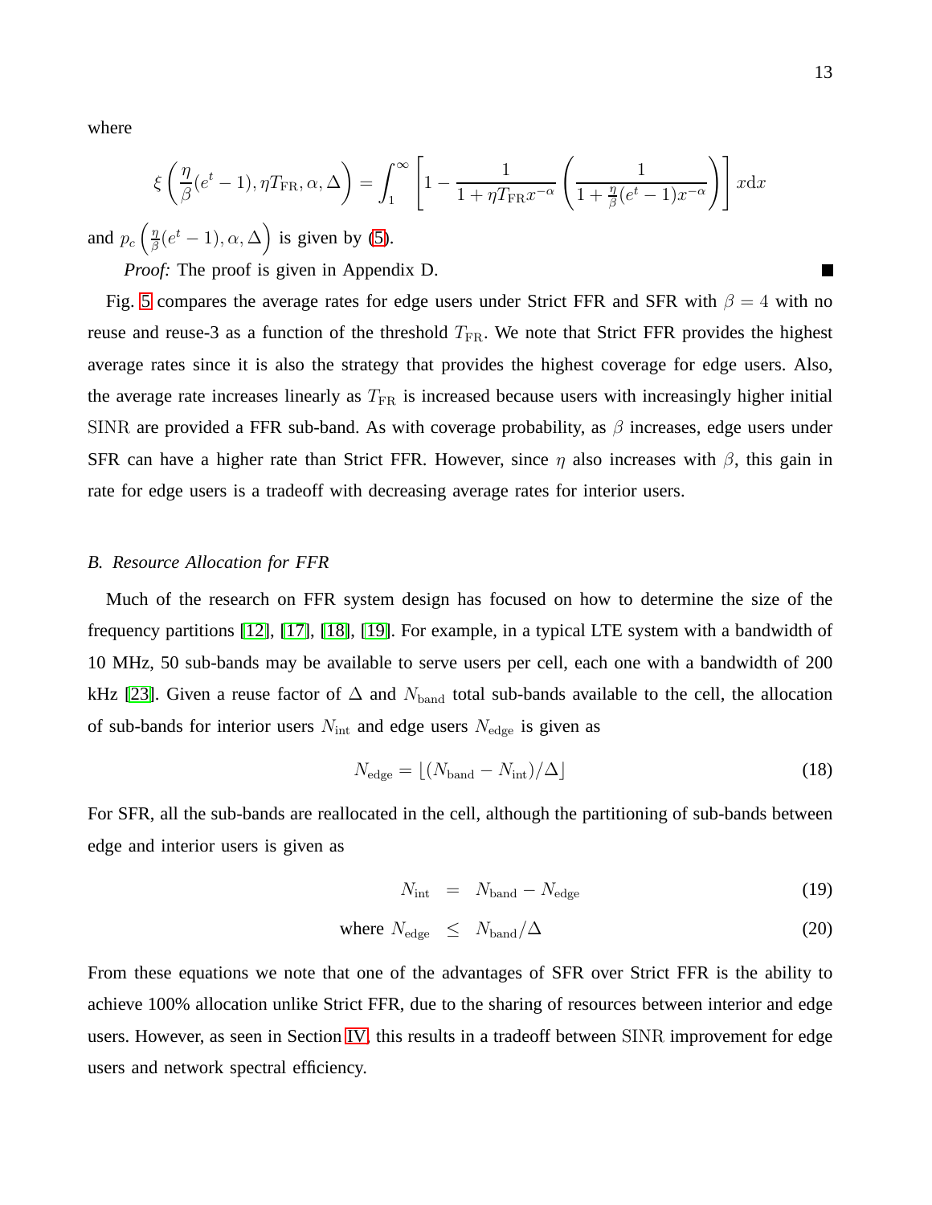where

$$\xi\left(\frac{\eta}{\beta}(e^t-1), \eta T_{\mathrm{FR}}, \alpha, \Delta\right) = \int_1^\infty \left[1 - \frac{1}{1+\eta T_{\mathrm{FR}} x^{-\alpha}} \left(\frac{1}{1+\frac{\eta}{\beta}(e^t-1)x^{-\alpha}}\right)\right] x \mathrm{d}x$$

and $p_c\left(\frac{\eta}{\beta}(e^t-1), \alpha, \Delta\right)$ is given by (5).

*Proof:* The proof is given in Appendix D. ∎

Fig. 5 compares the average rates for edge users under Strict FFR and SFR with $\beta = 4$ with no reuse and reuse-3 as a function of the threshold $T_{\mathrm{FR}}$. We note that Strict FFR provides the highest average rates since it is also the strategy that provides the highest coverage for edge users. Also, the average rate increases linearly as $T_{\mathrm{FR}}$ is increased because users with increasingly higher initial $\mathrm{SINR}$ are provided a FFR sub-band. As with coverage probability, as $\beta$ increases, edge users under SFR can have a higher rate than Strict FFR. However, since $\eta$ also increases with $\beta$, this gain in rate for edge users is a tradeoff with decreasing average rates for interior users.

### *B. Resource Allocation for FFR*

Much of the research on FFR system design has focused on how to determine the size of the frequency partitions [12], [17], [18], [19]. For example, in a typical LTE system with a bandwidth of 10 MHz, 50 sub-bands may be available to serve users per cell, each one with a bandwidth of 200 kHz [23]. Given a reuse factor of $\Delta$ and $N_{\mathrm{band}}$ total sub-bands available to the cell, the allocation of sub-bands for interior users $N_{\mathrm{int}}$ and edge users $N_{\mathrm{edge}}$ is given as

$$N_{\mathrm{edge}} = \lfloor (N_{\mathrm{band}} - N_{\mathrm{int}})/\Delta \rfloor \tag{18}$$

For SFR, all the sub-bands are reallocated in the cell, although the partitioning of sub-bands between edge and interior users is given as

$$N_{\mathrm{int}} = N_{\mathrm{band}} - N_{\mathrm{edge}} \tag{19}$$

$$\text{where } N_{\mathrm{edge}} \leq N_{\mathrm{band}}/\Delta \tag{20}$$

From these equations we note that one of the advantages of SFR over Strict FFR is the ability to achieve 100% allocation unlike Strict FFR, due to the sharing of resources between interior and edge users. However, as seen in Section IV, this results in a tradeoff between $\mathrm{SINR}$ improvement for edge users and network spectral efficiency.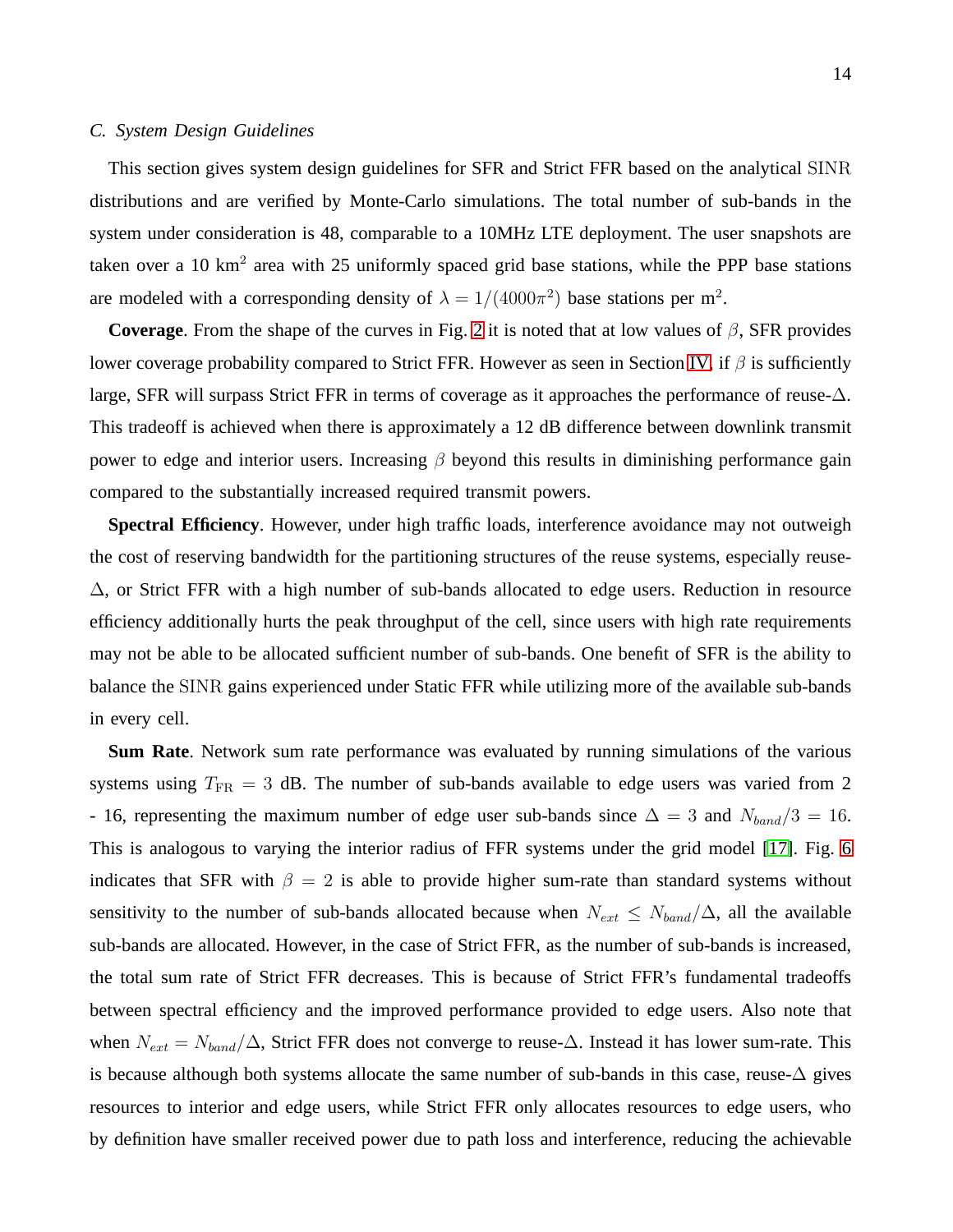### C. System Design Guidelines

This section gives system design guidelines for SFR and Strict FFR based on the analytical $\mathrm{SINR}$ distributions and are verified by Monte-Carlo simulations. The total number of sub-bands in the system under consideration is 48, comparable to a 10MHz LTE deployment. The user snapshots are taken over a 10 km$^2$ area with 25 uniformly spaced grid base stations, while the PPP base stations are modeled with a corresponding density of $\lambda = 1/(4000\pi^2)$ base stations per m$^2$.

**Coverage**. From the shape of the curves in Fig. 2 it is noted that at low values of $\beta$, SFR provides lower coverage probability compared to Strict FFR. However as seen in Section IV, if $\beta$ is sufficiently large, SFR will surpass Strict FFR in terms of coverage as it approaches the performance of reuse-$\Delta$. This tradeoff is achieved when there is approximately a 12 dB difference between downlink transmit power to edge and interior users. Increasing $\beta$ beyond this results in diminishing performance gain compared to the substantially increased required transmit powers.

**Spectral Efficiency**. However, under high traffic loads, interference avoidance may not outweigh the cost of reserving bandwidth for the partitioning structures of the reuse systems, especially reuse-$\Delta$, or Strict FFR with a high number of sub-bands allocated to edge users. Reduction in resource efficiency additionally hurts the peak throughput of the cell, since users with high rate requirements may not be able to be allocated sufficient number of sub-bands. One benefit of SFR is the ability to balance the $\mathrm{SINR}$ gains experienced under Static FFR while utilizing more of the available sub-bands in every cell.

**Sum Rate**. Network sum rate performance was evaluated by running simulations of the various systems using $T_{\mathrm{FR}} = 3$ dB. The number of sub-bands available to edge users was varied from 2 - 16, representing the maximum number of edge user sub-bands since $\Delta = 3$ and $N_{band}/3 = 16$. This is analogous to varying the interior radius of FFR systems under the grid model [17]. Fig. 6 indicates that SFR with $\beta = 2$ is able to provide higher sum-rate than standard systems without sensitivity to the number of sub-bands allocated because when $N_{ext} \leq N_{band}/\Delta$, all the available sub-bands are allocated. However, in the case of Strict FFR, as the number of sub-bands is increased, the total sum rate of Strict FFR decreases. This is because of Strict FFR's fundamental tradeoffs between spectral efficiency and the improved performance provided to edge users. Also note that when $N_{ext} = N_{band}/\Delta$, Strict FFR does not converge to reuse-$\Delta$. Instead it has lower sum-rate. This is because although both systems allocate the same number of sub-bands in this case, reuse-$\Delta$ gives resources to interior and edge users, while Strict FFR only allocates resources to edge users, who by definition have smaller received power due to path loss and interference, reducing the achievable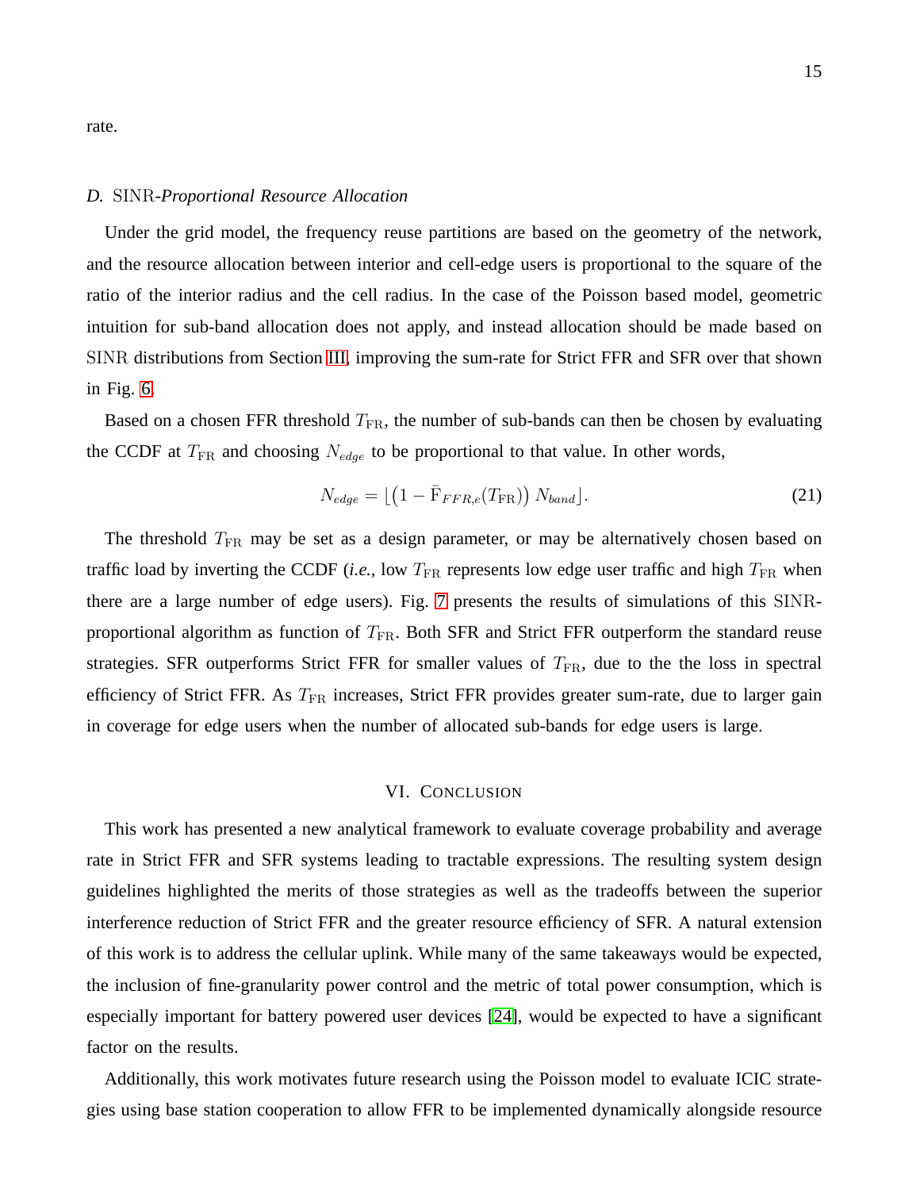rate.

### D. SINR-*Proportional Resource Allocation*

Under the grid model, the frequency reuse partitions are based on the geometry of the network, and the resource allocation between interior and cell-edge users is proportional to the square of the ratio of the interior radius and the cell radius. In the case of the Poisson based model, geometric intuition for sub-band allocation does not apply, and instead allocation should be made based on SINR distributions from Section III, improving the sum-rate for Strict FFR and SFR over that shown in Fig. 6.

Based on a chosen FFR threshold $T_{\rm FR}$, the number of sub-bands can then be chosen by evaluating the CCDF at $T_{\rm FR}$ and choosing $N_{edge}$ to be proportional to that value. In other words,

$$N_{edge} = \lfloor \left(1 - \bar{\rm F}_{FFR,e}(T_{\rm FR})\right) N_{band} \rfloor. \tag{21}$$

The threshold $T_{\rm FR}$ may be set as a design parameter, or may be alternatively chosen based on traffic load by inverting the CCDF (*i.e.*, low $T_{\rm FR}$ represents low edge user traffic and high $T_{\rm FR}$ when there are a large number of edge users). Fig. 7 presents the results of simulations of this SINR-proportional algorithm as function of $T_{\rm FR}$. Both SFR and Strict FFR outperform the standard reuse strategies. SFR outperforms Strict FFR for smaller values of $T_{\rm FR}$, due to the the loss in spectral efficiency of Strict FFR. As $T_{\rm FR}$ increases, Strict FFR provides greater sum-rate, due to larger gain in coverage for edge users when the number of allocated sub-bands for edge users is large.

## VI. Conclusion

This work has presented a new analytical framework to evaluate coverage probability and average rate in Strict FFR and SFR systems leading to tractable expressions. The resulting system design guidelines highlighted the merits of those strategies as well as the tradeoffs between the superior interference reduction of Strict FFR and the greater resource efficiency of SFR. A natural extension of this work is to address the cellular uplink. While many of the same takeaways would be expected, the inclusion of fine-granularity power control and the metric of total power consumption, which is especially important for battery powered user devices [24], would be expected to have a significant factor on the results.

Additionally, this work motivates future research using the Poisson model to evaluate ICIC strategies using base station cooperation to allow FFR to be implemented dynamically alongside resource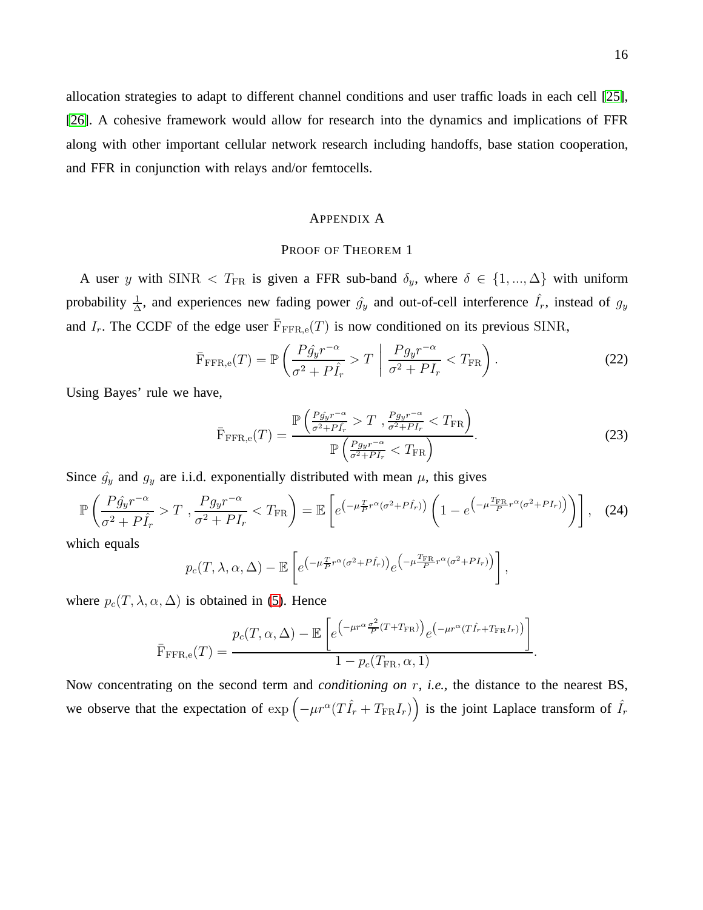allocation strategies to adapt to different channel conditions and user traffic loads in each cell [25], [26]. A cohesive framework would allow for research into the dynamics and implications of FFR along with other important cellular network research including handoffs, base station cooperation, and FFR in conjunction with relays and/or femtocells.

# Appendix A

## Proof of Theorem 1

A user $y$ with $\mathrm{SINR} < T_{\mathrm{FR}}$ is given a FFR sub-band $\delta_y$, where $\delta \in \{1, ..., \Delta\}$ with uniform probability $\frac{1}{\Delta}$, and experiences new fading power $\hat{g}_y$ and out-of-cell interference $\hat{I}_r$, instead of $g_y$ and $I_r$. The CCDF of the edge user $\bar{\mathrm{F}}_{\mathrm{FFR,e}}(T)$ is now conditioned on its previous $\mathrm{SINR}$,

$$\bar{\mathrm{F}}_{\mathrm{FFR,e}}(T) = \mathbb{P}\left( \frac{P\hat{g}_y r^{-\alpha}}{\sigma^2 + P\hat{I}_r} > T \;\middle|\; \frac{P g_y r^{-\alpha}}{\sigma^2 + P I_r} < T_{\mathrm{FR}} \right). \tag{22}$$

Using Bayes' rule we have,

$$\bar{\mathrm{F}}_{\mathrm{FFR,e}}(T) = \frac{\mathbb{P}\left( \frac{P\hat{g}_y r^{-\alpha}}{\sigma^2 + P\hat{I}_r} > T \;, \frac{P g_y r^{-\alpha}}{\sigma^2 + P I_r} < T_{\mathrm{FR}} \right)}{\mathbb{P}\left( \frac{P g_y r^{-\alpha}}{\sigma^2 + P I_r} < T_{\mathrm{FR}} \right)}. \tag{23}$$

Since $\hat{g}_y$ and $g_y$ are i.i.d. exponentially distributed with mean $\mu$, this gives

$$\mathbb{P}\left( \frac{P\hat{g}_y r^{-\alpha}}{\sigma^2 + P\hat{I}_r} > T \;, \frac{P g_y r^{-\alpha}}{\sigma^2 + P I_r} < T_{\mathrm{FR}} \right) = \mathbb{E}\left[ e^{\left(-\mu \frac{T}{P} r^{\alpha}(\sigma^2 + P\hat{I}_r)\right)} \left( 1 - e^{\left(-\mu \frac{T_{\mathrm{FR}}}{P} r^{\alpha}(\sigma^2 + P I_r)\right)} \right) \right], \tag{24}$$

which equals

$$p_c(T, \lambda, \alpha, \Delta) - \mathbb{E}\left[ e^{\left(-\mu \frac{T}{P} r^{\alpha}(\sigma^2 + P\hat{I}_r)\right)} e^{\left(-\mu \frac{T_{\mathrm{FR}}}{P} r^{\alpha}(\sigma^2 + P I_r)\right)} \right],$$

where $p_c(T, \lambda, \alpha, \Delta)$ is obtained in (5). Hence

$$\bar{\mathrm{F}}_{\mathrm{FFR,e}}(T) = \frac{p_c(T, \alpha, \Delta) - \mathbb{E}\left[ e^{\left(-\mu r^{\alpha} \frac{\sigma^2}{P}(T + T_{\mathrm{FR}})\right)} e^{\left(-\mu r^{\alpha}(T\hat{I}_r + T_{\mathrm{FR}} I_r)\right)} \right]}{1 - p_c(T_{\mathrm{FR}}, \alpha, 1)}.$$

Now concentrating on the second term and *conditioning on* $r$, *i.e.,* the distance to the nearest BS, we observe that the expectation of $\exp\left(-\mu r^{\alpha}(T\hat{I}_r + T_{\mathrm{FR}} I_r)\right)$ is the joint Laplace transform of $\hat{I}_r$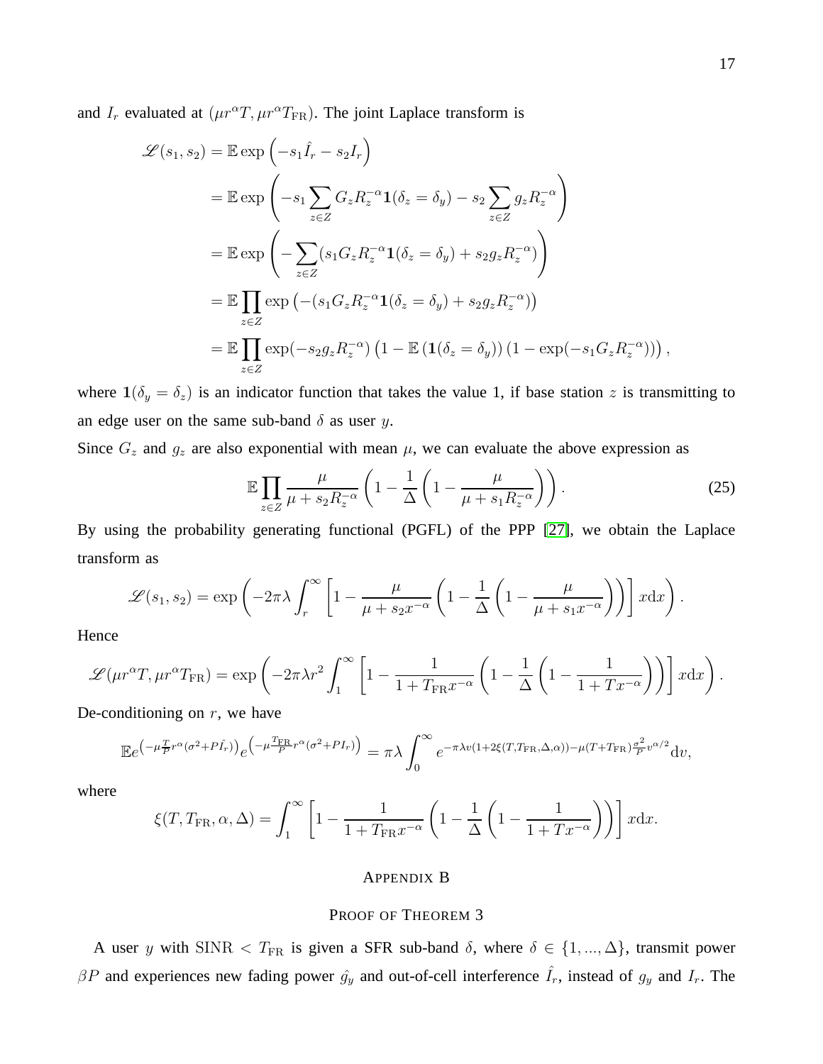and $I_r$ evaluated at $(\mu r^\alpha T, \mu r^\alpha T_{\rm FR})$. The joint Laplace transform is

$$
\begin{aligned}
\mathscr{L}(s_1,s_2) &= \mathbb{E}\exp\left(-s_1\hat{I}_r - s_2 I_r\right)\\
&= \mathbb{E}\exp\left(-s_1\sum_{z\in Z} G_z R_z^{-\alpha}\mathbf{1}(\delta_z=\delta_y) - s_2\sum_{z\in Z} g_z R_z^{-\alpha}\right)\\
&= \mathbb{E}\exp\left(-\sum_{z\in Z}(s_1 G_z R_z^{-\alpha}\mathbf{1}(\delta_z=\delta_y) + s_2 g_z R_z^{-\alpha})\right)\\
&= \mathbb{E}\prod_{z\in Z}\exp\left(-(s_1 G_z R_z^{-\alpha}\mathbf{1}(\delta_z=\delta_y) + s_2 g_z R_z^{-\alpha})\right)\\
&= \mathbb{E}\prod_{z\in Z}\exp(-s_2 g_z R_z^{-\alpha})\left(1-\mathbb{E}\left(\mathbf{1}(\delta_z=\delta_y)\right)\left(1-\exp(-s_1 G_z R_z^{-\alpha})\right)\right),
\end{aligned}
$$

where $\mathbf{1}(\delta_y=\delta_z)$ is an indicator function that takes the value 1, if base station $z$ is transmitting to an edge user on the same sub-band $\delta$ as user $y$.

Since $G_z$ and $g_z$ are also exponential with mean $\mu$, we can evaluate the above expression as

$$
\mathbb{E}\prod_{z\in Z}\frac{\mu}{\mu+s_2R_z^{-\alpha}}\left(1-\frac{1}{\Delta}\left(1-\frac{\mu}{\mu+s_1R_z^{-\alpha}}\right)\right). \tag{25}
$$

By using the probability generating functional (PGFL) of the PPP [27], we obtain the Laplace transform as

$$
\mathscr{L}(s_1,s_2) = \exp\left(-2\pi\lambda\int_r^\infty\left[1-\frac{\mu}{\mu+s_2x^{-\alpha}}\left(1-\frac{1}{\Delta}\left(1-\frac{\mu}{\mu+s_1x^{-\alpha}}\right)\right)\right]x\mathrm{d}x\right).
$$

Hence

$$
\mathscr{L}(\mu r^\alpha T, \mu r^\alpha T_{\rm FR}) = \exp\left(-2\pi\lambda r^2\int_1^\infty\left[1-\frac{1}{1+T_{\rm FR}x^{-\alpha}}\left(1-\frac{1}{\Delta}\left(1-\frac{1}{1+Tx^{-\alpha}}\right)\right)\right]x\mathrm{d}x\right).
$$

De-conditioning on $r$, we have

$$
\mathbb{E}e^{\left(-\mu\frac{T}{P}r^\alpha(\sigma^2+P\hat{I}_r)\right)}e^{\left(-\mu\frac{T_{\rm FR}}{P}r^\alpha(\sigma^2+PI_r)\right)} = \pi\lambda\int_0^\infty e^{-\pi\lambda v(1+2\xi(T,T_{\rm FR},\Delta,\alpha))-\mu(T+T_{\rm FR})\frac{\sigma^2}{P}v^{\alpha/2}}\mathrm{d}v,
$$

where

$$
\xi(T,T_{\rm FR},\alpha,\Delta) = \int_1^\infty\left[1-\frac{1}{1+T_{\rm FR}x^{-\alpha}}\left(1-\frac{1}{\Delta}\left(1-\frac{1}{1+Tx^{-\alpha}}\right)\right)\right]x\mathrm{d}x.
$$

## Appendix B

### Proof of Theorem 3

A user $y$ with $\mathrm{SINR} < T_{\rm FR}$ is given a SFR sub-band $\delta$, where $\delta\in\{1,...,\Delta\}$, transmit power $\beta P$ and experiences new fading power $\hat{g}_y$ and out-of-cell interference $\hat{I}_r$, instead of $g_y$ and $I_r$. The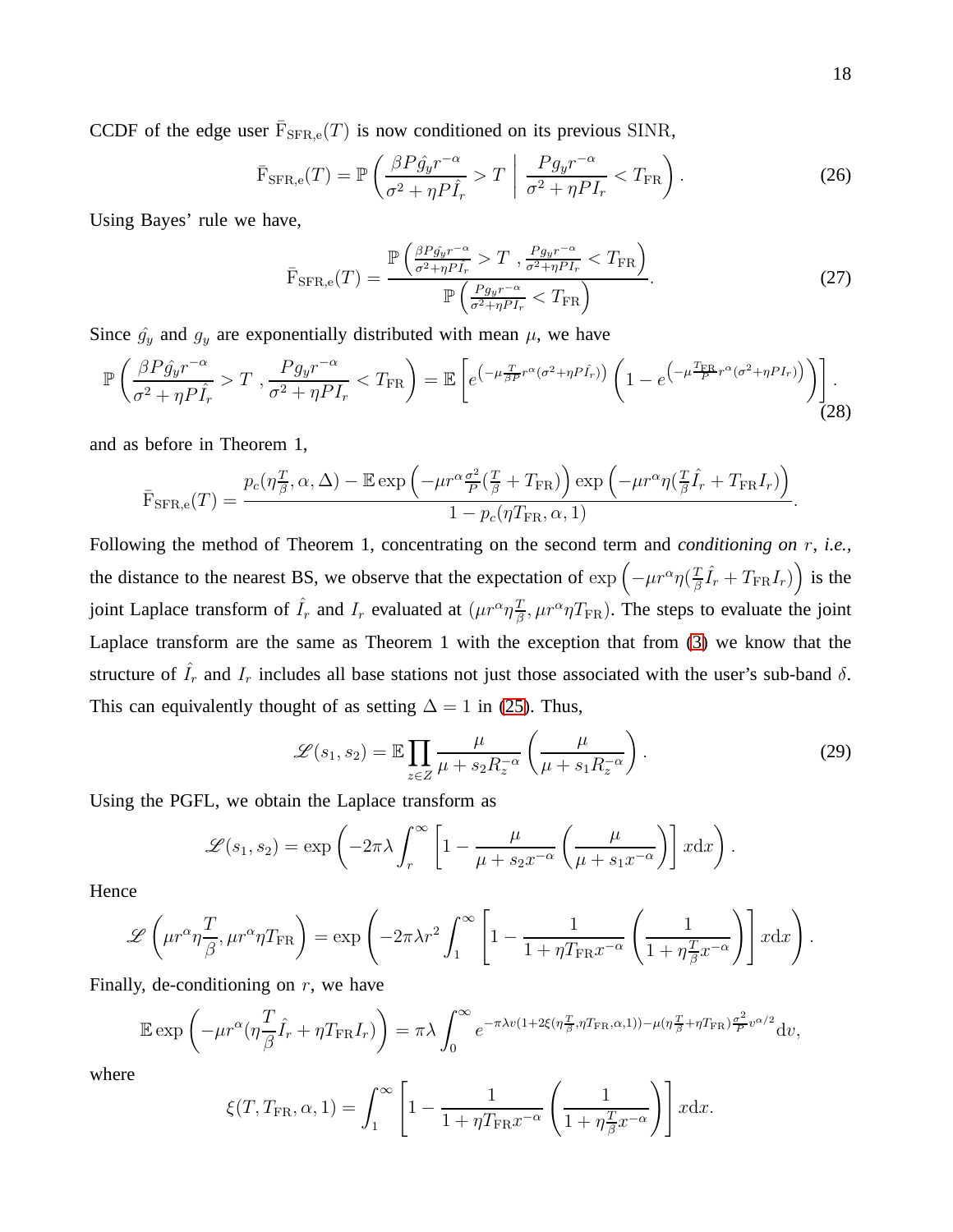CCDF of the edge user $\bar{\mathrm{F}}_{\mathrm{SFR,e}}(T)$ is now conditioned on its previous SINR,

$$\bar{\mathrm{F}}_{\mathrm{SFR,e}}(T) = \mathbb{P}\left( \frac{\beta P \hat{g}_y r^{-\alpha}}{\sigma^2 + \eta P \hat{I}_r} > T \;\middle|\; \frac{P g_y r^{-\alpha}}{\sigma^2 + \eta P I_r} < T_{\mathrm{FR}} \right). \tag{26}$$

Using Bayes' rule we have,

$$\bar{\mathrm{F}}_{\mathrm{SFR,e}}(T) = \frac{\mathbb{P}\left( \frac{\beta P \hat{g}_y r^{-\alpha}}{\sigma^2 + \eta P \hat{I}_r} > T \;,\, \frac{P g_y r^{-\alpha}}{\sigma^2 + \eta P I_r} < T_{\mathrm{FR}} \right)}{\mathbb{P}\left( \frac{P g_y r^{-\alpha}}{\sigma^2 + \eta P I_r} < T_{\mathrm{FR}} \right)}. \tag{27}$$

Since $\hat{g}_y$ and $g_y$ are exponentially distributed with mean $\mu$, we have

$$\mathbb{P}\left( \frac{\beta P \hat{g}_y r^{-\alpha}}{\sigma^2 + \eta P \hat{I}_r} > T \;,\, \frac{P g_y r^{-\alpha}}{\sigma^2 + \eta P I_r} < T_{\mathrm{FR}} \right) = \mathbb{E}\left[ e^{\left(-\mu \frac{T}{\beta P} r^{\alpha}(\sigma^2 + \eta P \hat{I}_r)\right)} \left( 1 - e^{\left(-\mu \frac{T_{\mathrm{FR}}}{P} r^{\alpha}(\sigma^2 + \eta P I_r)\right)} \right) \right]. \tag{28}$$

and as before in Theorem 1,

$$\bar{\mathrm{F}}_{\mathrm{SFR,e}}(T) = \frac{p_c(\eta \frac{T}{\beta}, \alpha, \Delta) - \mathbb{E} \exp\left( -\mu r^{\alpha} \frac{\sigma^2}{P} (\frac{T}{\beta} + T_{\mathrm{FR}}) \right) \exp\left( -\mu r^{\alpha} \eta (\frac{T}{\beta} \hat{I}_r + T_{\mathrm{FR}} I_r) \right)}{1 - p_c(\eta T_{\mathrm{FR}}, \alpha, 1)}.$$

Following the method of Theorem 1, concentrating on the second term and *conditioning on* $r$, *i.e.*, the distance to the nearest BS, we observe that the expectation of $\exp\left( -\mu r^{\alpha} \eta (\frac{T}{\beta} \hat{I}_r + T_{\mathrm{FR}} I_r) \right)$ is the joint Laplace transform of $\hat{I}_r$ and $I_r$ evaluated at $(\mu r^{\alpha} \eta \frac{T}{\beta}, \mu r^{\alpha} \eta T_{\mathrm{FR}})$. The steps to evaluate the joint Laplace transform are the same as Theorem 1 with the exception that from (3) we know that the structure of $\hat{I}_r$ and $I_r$ includes all base stations not just those associated with the user's sub-band $\delta$. This can equivalently thought of as setting $\Delta = 1$ in (25). Thus,

$$\mathscr{L}(s_1, s_2) = \mathbb{E} \prod_{z \in Z} \frac{\mu}{\mu + s_2 R_z^{-\alpha}} \left( \frac{\mu}{\mu + s_1 R_z^{-\alpha}} \right). \tag{29}$$

Using the PGFL, we obtain the Laplace transform as

$$\mathscr{L}(s_1, s_2) = \exp\left( -2\pi\lambda \int_r^{\infty} \left[ 1 - \frac{\mu}{\mu + s_2 x^{-\alpha}} \left( \frac{\mu}{\mu + s_1 x^{-\alpha}} \right) \right] x \mathrm{d}x \right).$$

Hence

$$\mathscr{L}\left( \mu r^{\alpha} \eta \frac{T}{\beta}, \mu r^{\alpha} \eta T_{\mathrm{FR}} \right) = \exp\left( -2\pi\lambda r^2 \int_1^{\infty} \left[ 1 - \frac{1}{1 + \eta T_{\mathrm{FR}} x^{-\alpha}} \left( \frac{1}{1 + \eta \frac{T}{\beta} x^{-\alpha}} \right) \right] x \mathrm{d}x \right).$$

Finally, de-conditioning on $r$, we have

$$\mathbb{E} \exp\left( -\mu r^{\alpha} (\eta \frac{T}{\beta} \hat{I}_r + \eta T_{\mathrm{FR}} I_r) \right) = \pi\lambda \int_0^{\infty} e^{-\pi\lambda v (1 + 2\xi(\eta \frac{T}{\beta}, \eta T_{\mathrm{FR}}, \alpha, 1)) - \mu(\eta \frac{T}{\beta} + \eta T_{\mathrm{FR}}) \frac{\sigma^2}{P} v^{\alpha/2}} \mathrm{d}v,$$

where

$$\xi(T, T_{\mathrm{FR}}, \alpha, 1) = \int_1^{\infty} \left[ 1 - \frac{1}{1 + \eta T_{\mathrm{FR}} x^{-\alpha}} \left( \frac{1}{1 + \eta \frac{T}{\beta} x^{-\alpha}} \right) \right] x \mathrm{d}x.$$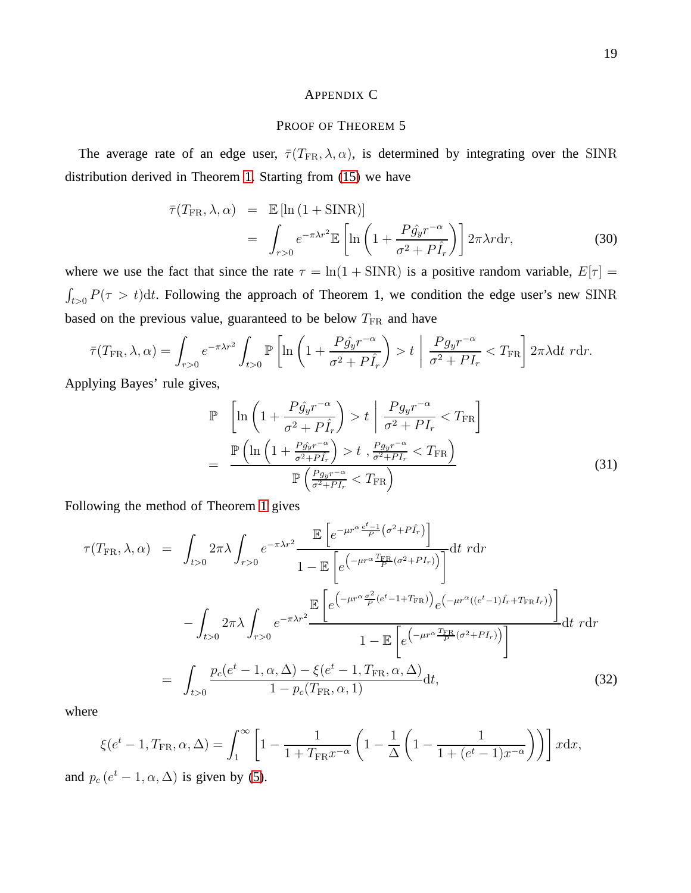## Appendix C

## Proof of Theorem 5

The average rate of an edge user, $\bar{\tau}(T_{\rm FR}, \lambda, \alpha)$, is determined by integrating over the SINR distribution derived in Theorem 1. Starting from (15) we have

$$
\begin{aligned}
\bar{\tau}(T_{\rm FR}, \lambda, \alpha) &= \mathbb{E}\left[\ln\left(1+\mathrm{SINR}\right)\right] \\
&= \int_{r>0} e^{-\pi\lambda r^2} \mathbb{E}\left[\ln\left(1+\frac{P\hat{g}_y r^{-\alpha}}{\sigma^2+P\hat{I}_r}\right)\right] 2\pi\lambda r \mathrm{d}r, \qquad (30)
\end{aligned}
$$

where we use the fact that since the rate $\tau = \ln(1+\mathrm{SINR})$ is a positive random variable, $E[\tau] = \int_{t>0} P(\tau > t)\mathrm{d}t$. Following the approach of Theorem 1, we condition the edge user's new SINR based on the previous value, guaranteed to be below $T_{\rm FR}$ and have

$$
\bar{\tau}(T_{\rm FR}, \lambda, \alpha) = \int_{r>0} e^{-\pi\lambda r^2} \int_{t>0} \mathbb{P}\left[\ln\left(1+\frac{P\hat{g}_y r^{-\alpha}}{\sigma^2+P\hat{I}_r}\right) > t \;\middle|\; \frac{P g_y r^{-\alpha}}{\sigma^2+PI_r} < T_{\rm FR}\right] 2\pi\lambda \mathrm{d}t \; r\mathrm{d}r.
$$

Applying Bayes' rule gives,

$$
\begin{aligned}
&\mathbb{P}\left[\ln\left(1+\frac{P\hat{g}_y r^{-\alpha}}{\sigma^2+P\hat{I}_r}\right) > t \;\middle|\; \frac{P g_y r^{-\alpha}}{\sigma^2+PI_r} < T_{\rm FR}\right] \\
&= \frac{\mathbb{P}\left(\ln\left(1+\frac{P\hat{g}_y r^{-\alpha}}{\sigma^2+P\hat{I}_r}\right) > t \;, \frac{P g_y r^{-\alpha}}{\sigma^2+PI_r} < T_{\rm FR}\right)}{\mathbb{P}\left(\frac{P g_y r^{-\alpha}}{\sigma^2+PI_r} < T_{\rm FR}\right)} \qquad (31)
\end{aligned}
$$

Following the method of Theorem 1 gives

$$
\begin{aligned}
\tau(T_{\rm FR}, \lambda, \alpha) &= \int_{t>0} 2\pi\lambda \int_{r>0} e^{-\pi\lambda r^2} \frac{\mathbb{E}\left[e^{-\mu r^{\alpha}\frac{e^t-1}{P}\left(\sigma^2+P\hat{I}_r\right)}\right]}{1-\mathbb{E}\left[e^{\left(-\mu r^{\alpha}\frac{T_{\rm FR}}{P}(\sigma^2+PI_r)\right)}\right]} \mathrm{d}t \; r\mathrm{d}r \\
&\quad - \int_{t>0} 2\pi\lambda \int_{r>0} e^{-\pi\lambda r^2} \frac{\mathbb{E}\left[e^{\left(-\mu r^{\alpha}\frac{\sigma^2}{P}(e^t-1+T_{\rm FR})\right)} e^{\left(-\mu r^{\alpha}((e^t-1)\hat{I}_r+T_{\rm FR}I_r)\right)}\right]}{1-\mathbb{E}\left[e^{\left(-\mu r^{\alpha}\frac{T_{\rm FR}}{P}(\sigma^2+PI_r)\right)}\right]} \mathrm{d}t \; r\mathrm{d}r \\
&= \int_{t>0} \frac{p_c(e^t-1, \alpha, \Delta) - \xi(e^t-1, T_{\rm FR}, \alpha, \Delta)}{1-p_c(T_{\rm FR}, \alpha, 1)} \mathrm{d}t, \qquad (32)
\end{aligned}
$$

where

$$
\xi(e^t-1, T_{\rm FR}, \alpha, \Delta) = \int_1^{\infty} \left[1 - \frac{1}{1+T_{\rm FR}x^{-\alpha}}\left(1 - \frac{1}{\Delta}\left(1 - \frac{1}{1+(e^t-1)x^{-\alpha}}\right)\right)\right] x\mathrm{d}x,
$$

and $p_c\left(e^t-1, \alpha, \Delta\right)$ is given by (5).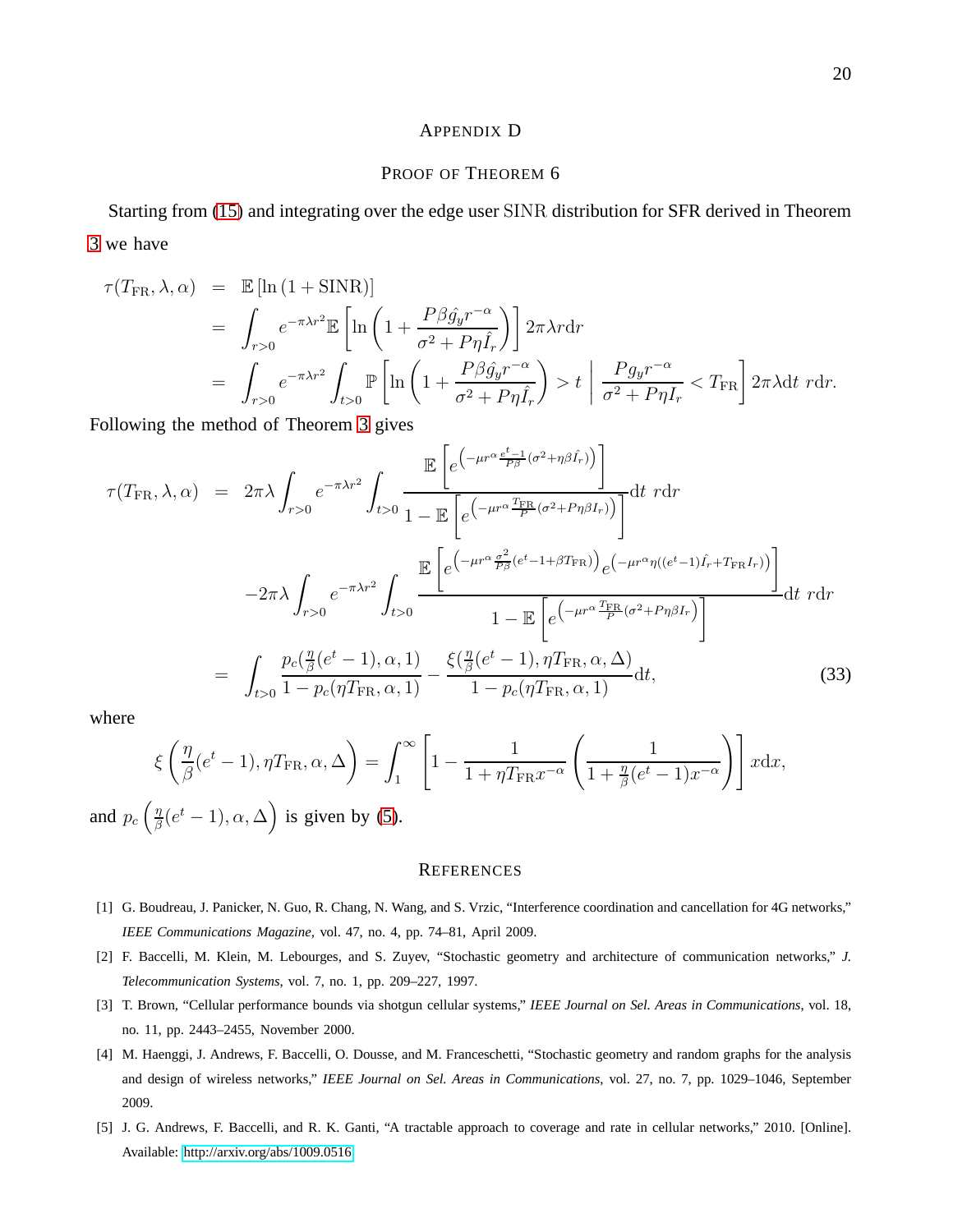# Appendix D

## Proof of Theorem 6

Starting from (15) and integrating over the edge user SINR distribution for SFR derived in Theorem 3 we have

$$
\begin{aligned}
\tau(T_{\rm FR},\lambda,\alpha) &= \mathbb{E}\left[\ln\left(1+\mathrm{SINR}\right)\right] \\
&= \int_{r>0} e^{-\pi\lambda r^2}\mathbb{E}\left[\ln\left(1+\frac{P\beta\hat{g}_y r^{-\alpha}}{\sigma^2+P\eta\hat{I}_r}\right)\right]2\pi\lambda r\mathrm{d}r \\
&= \int_{r>0} e^{-\pi\lambda r^2}\int_{t>0}\mathbb{P}\left[\ln\left(1+\frac{P\beta\hat{g}_y r^{-\alpha}}{\sigma^2+P\eta\hat{I}_r}\right)>t \;\middle|\; \frac{Pg_y r^{-\alpha}}{\sigma^2+P\eta I_r}<T_{\rm FR}\right]2\pi\lambda\mathrm{d}t\ r\mathrm{d}r.
\end{aligned}
$$

Following the method of Theorem 3 gives

$$
\begin{aligned}
\tau(T_{\rm FR},\lambda,\alpha) &= 2\pi\lambda\int_{r>0}e^{-\pi\lambda r^2}\int_{t>0}\frac{\mathbb{E}\left[e^{\left(-\mu r^{\alpha}\frac{e^t-1}{P\beta}(\sigma^2+\eta\beta\hat{I}_r)\right)}\right]}{1-\mathbb{E}\left[e^{\left(-\mu r^{\alpha}\frac{T_{\rm FR}}{P}(\sigma^2+P\eta\beta I_r)\right)}\right]}\mathrm{d}t\ r\mathrm{d}r \\
&\quad -2\pi\lambda\int_{r>0}e^{-\pi\lambda r^2}\int_{t>0}\frac{\mathbb{E}\left[e^{\left(-\mu r^{\alpha}\frac{\sigma^2}{P\beta}(e^t-1+\beta T_{\rm FR})\right)}e^{\left(-\mu r^{\alpha}\eta((e^t-1)\hat{I}_r+T_{\rm FR}I_r)\right)}\right]}{1-\mathbb{E}\left[e^{\left(-\mu r^{\alpha}\frac{T_{\rm FR}}{P}(\sigma^2+P\eta\beta I_r\right)}\right]}\mathrm{d}t\ r\mathrm{d}r \\
&= \int_{t>0}\frac{p_c(\frac{\eta}{\beta}(e^t-1),\alpha,1)}{1-p_c(\eta T_{\rm FR},\alpha,1)}-\frac{\xi(\frac{\eta}{\beta}(e^t-1),\eta T_{\rm FR},\alpha,\Delta)}{1-p_c(\eta T_{\rm FR},\alpha,1)}\mathrm{d}t,
\end{aligned}
\tag{33}
$$

where

$$
\xi\left(\frac{\eta}{\beta}(e^t-1),\eta T_{\rm FR},\alpha,\Delta\right)=\int_1^\infty\left[1-\frac{1}{1+\eta T_{\rm FR}x^{-\alpha}}\left(\frac{1}{1+\frac{\eta}{\beta}(e^t-1)x^{-\alpha}}\right)\right]x\mathrm{d}x,
$$

and $p_c\left(\frac{\eta}{\beta}(e^t-1),\alpha,\Delta\right)$ is given by (5).

## References

[1] G. Boudreau, J. Panicker, N. Guo, R. Chang, N. Wang, and S. Vrzic, "Interference coordination and cancellation for 4G networks," *IEEE Communications Magazine*, vol. 47, no. 4, pp. 74–81, April 2009.

[2] F. Baccelli, M. Klein, M. Lebourges, and S. Zuyev, "Stochastic geometry and architecture of communication networks," *J. Telecommunication Systems*, vol. 7, no. 1, pp. 209–227, 1997.

[3] T. Brown, "Cellular performance bounds via shotgun cellular systems," *IEEE Journal on Sel. Areas in Communications*, vol. 18, no. 11, pp. 2443–2455, November 2000.

[4] M. Haenggi, J. Andrews, F. Baccelli, O. Dousse, and M. Franceschetti, "Stochastic geometry and random graphs for the analysis and design of wireless networks," *IEEE Journal on Sel. Areas in Communications*, vol. 27, no. 7, pp. 1029–1046, September 2009.

[5] J. G. Andrews, F. Baccelli, and R. K. Ganti, "A tractable approach to coverage and rate in cellular networks," 2010. [Online]. Available: http://arxiv.org/abs/1009.0516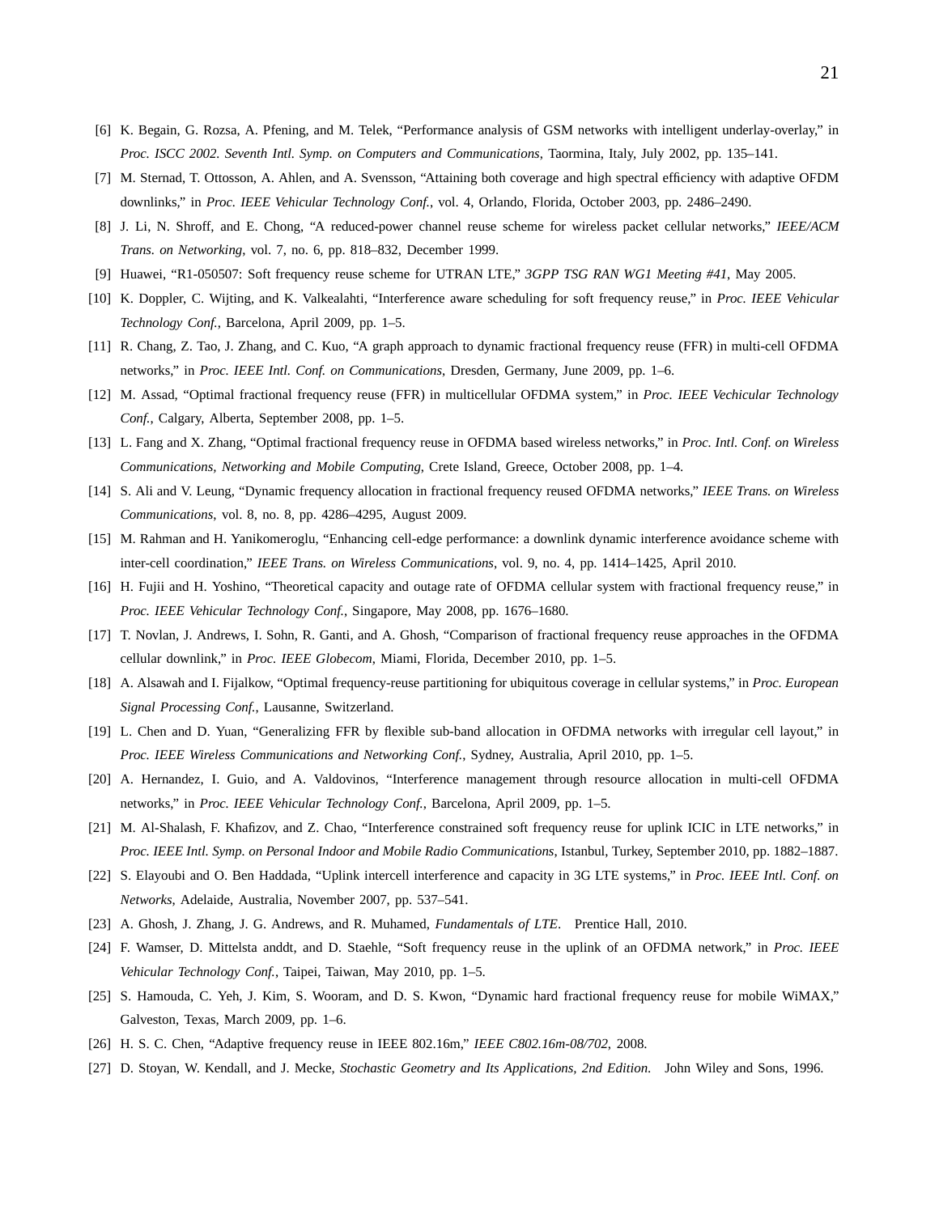[6] K. Begain, G. Rozsa, A. Pfening, and M. Telek, "Performance analysis of GSM networks with intelligent underlay-overlay," in *Proc. ISCC 2002. Seventh Intl. Symp. on Computers and Communications*, Taormina, Italy, July 2002, pp. 135–141.

[7] M. Sternad, T. Ottosson, A. Ahlen, and A. Svensson, "Attaining both coverage and high spectral efficiency with adaptive OFDM downlinks," in *Proc. IEEE Vehicular Technology Conf.*, vol. 4, Orlando, Florida, October 2003, pp. 2486–2490.

[8] J. Li, N. Shroff, and E. Chong, "A reduced-power channel reuse scheme for wireless packet cellular networks," *IEEE/ACM Trans. on Networking*, vol. 7, no. 6, pp. 818–832, December 1999.

[9] Huawei, "R1-050507: Soft frequency reuse scheme for UTRAN LTE," *3GPP TSG RAN WG1 Meeting #41*, May 2005.

[10] K. Doppler, C. Wijting, and K. Valkealahti, "Interference aware scheduling for soft frequency reuse," in *Proc. IEEE Vehicular Technology Conf.*, Barcelona, April 2009, pp. 1–5.

[11] R. Chang, Z. Tao, J. Zhang, and C. Kuo, "A graph approach to dynamic fractional frequency reuse (FFR) in multi-cell OFDMA networks," in *Proc. IEEE Intl. Conf. on Communications*, Dresden, Germany, June 2009, pp. 1–6.

[12] M. Assad, "Optimal fractional frequency reuse (FFR) in multicellular OFDMA system," in *Proc. IEEE Vechicular Technology Conf.*, Calgary, Alberta, September 2008, pp. 1–5.

[13] L. Fang and X. Zhang, "Optimal fractional frequency reuse in OFDMA based wireless networks," in *Proc. Intl. Conf. on Wireless Communications, Networking and Mobile Computing*, Crete Island, Greece, October 2008, pp. 1–4.

[14] S. Ali and V. Leung, "Dynamic frequency allocation in fractional frequency reused OFDMA networks," *IEEE Trans. on Wireless Communications*, vol. 8, no. 8, pp. 4286–4295, August 2009.

[15] M. Rahman and H. Yanikomeroglu, "Enhancing cell-edge performance: a downlink dynamic interference avoidance scheme with inter-cell coordination," *IEEE Trans. on Wireless Communications*, vol. 9, no. 4, pp. 1414–1425, April 2010.

[16] H. Fujii and H. Yoshino, "Theoretical capacity and outage rate of OFDMA cellular system with fractional frequency reuse," in *Proc. IEEE Vehicular Technology Conf.*, Singapore, May 2008, pp. 1676–1680.

[17] T. Novlan, J. Andrews, I. Sohn, R. Ganti, and A. Ghosh, "Comparison of fractional frequency reuse approaches in the OFDMA cellular downlink," in *Proc. IEEE Globecom*, Miami, Florida, December 2010, pp. 1–5.

[18] A. Alsawah and I. Fijalkow, "Optimal frequency-reuse partitioning for ubiquitous coverage in cellular systems," in *Proc. European Signal Processing Conf.*, Lausanne, Switzerland.

[19] L. Chen and D. Yuan, "Generalizing FFR by flexible sub-band allocation in OFDMA networks with irregular cell layout," in *Proc. IEEE Wireless Communications and Networking Conf.*, Sydney, Australia, April 2010, pp. 1–5.

[20] A. Hernandez, I. Guio, and A. Valdovinos, "Interference management through resource allocation in multi-cell OFDMA networks," in *Proc. IEEE Vehicular Technology Conf.*, Barcelona, April 2009, pp. 1–5.

[21] M. Al-Shalash, F. Khafizov, and Z. Chao, "Interference constrained soft frequency reuse for uplink ICIC in LTE networks," in *Proc. IEEE Intl. Symp. on Personal Indoor and Mobile Radio Communications*, Istanbul, Turkey, September 2010, pp. 1882–1887.

[22] S. Elayoubi and O. Ben Haddada, "Uplink intercell interference and capacity in 3G LTE systems," in *Proc. IEEE Intl. Conf. on Networks*, Adelaide, Australia, November 2007, pp. 537–541.

[23] A. Ghosh, J. Zhang, J. G. Andrews, and R. Muhamed, *Fundamentals of LTE*. Prentice Hall, 2010.

[24] F. Wamser, D. Mittelsta anddt, and D. Staehle, "Soft frequency reuse in the uplink of an OFDMA network," in *Proc. IEEE Vehicular Technology Conf.*, Taipei, Taiwan, May 2010, pp. 1–5.

[25] S. Hamouda, C. Yeh, J. Kim, S. Wooram, and D. S. Kwon, "Dynamic hard fractional frequency reuse for mobile WiMAX," Galveston, Texas, March 2009, pp. 1–6.

[26] H. S. C. Chen, "Adaptive frequency reuse in IEEE 802.16m," *IEEE C802.16m-08/702*, 2008.

[27] D. Stoyan, W. Kendall, and J. Mecke, *Stochastic Geometry and Its Applications, 2nd Edition.* John Wiley and Sons, 1996.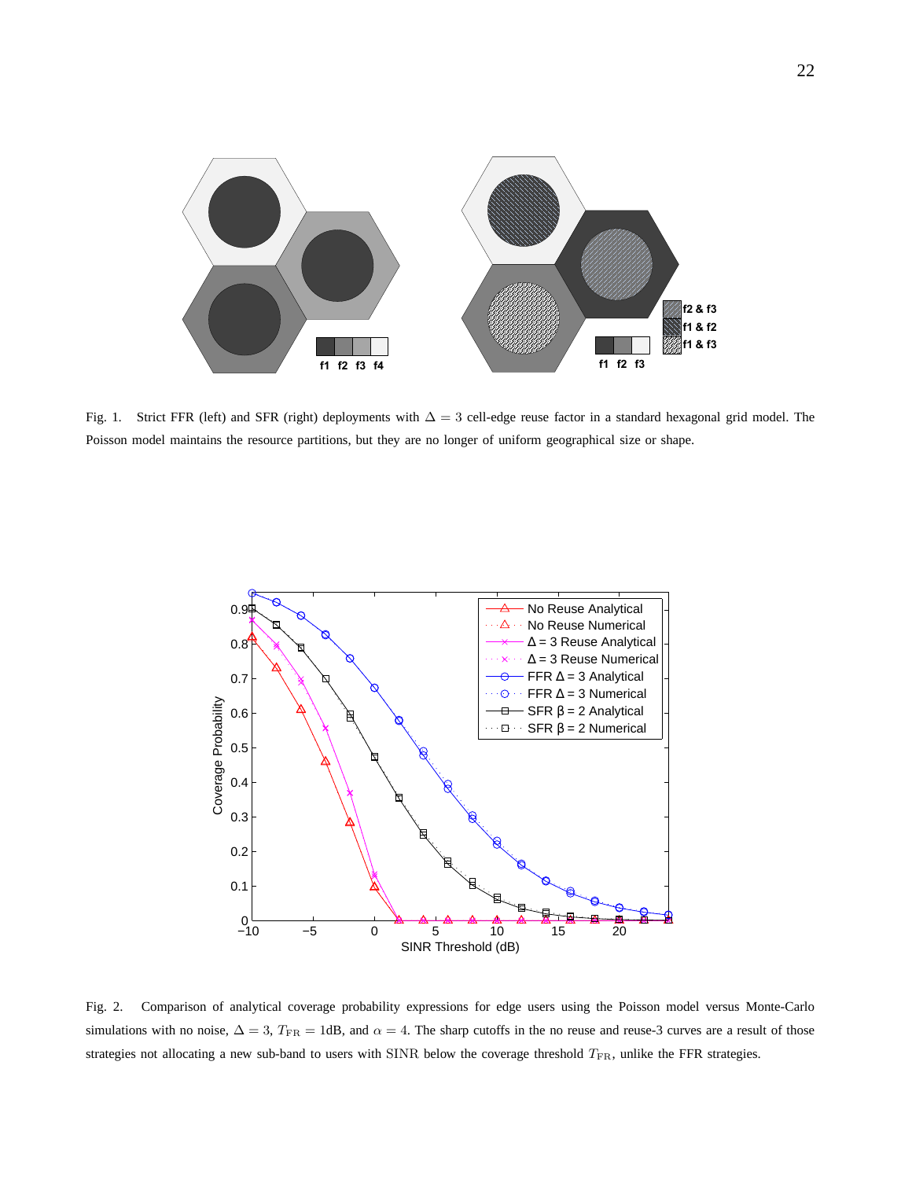Fig. 1. Strict FFR (left) and SFR (right) deployments with $\Delta = 3$ cell-edge reuse factor in a standard hexagonal grid model. The Poisson model maintains the resource partitions, but they are no longer of uniform geographical size or shape.

Fig. 2. Comparison of analytical coverage probability expressions for edge users using the Poisson model versus Monte-Carlo simulations with no noise, $\Delta = 3$, $T_{\rm FR} = 1$dB, and $\alpha = 4$. The sharp cutoffs in the no reuse and reuse-3 curves are a result of those strategies not allocating a new sub-band to users with $\mathrm{SINR}$ below the coverage threshold $T_{\rm FR}$, unlike the FFR strategies.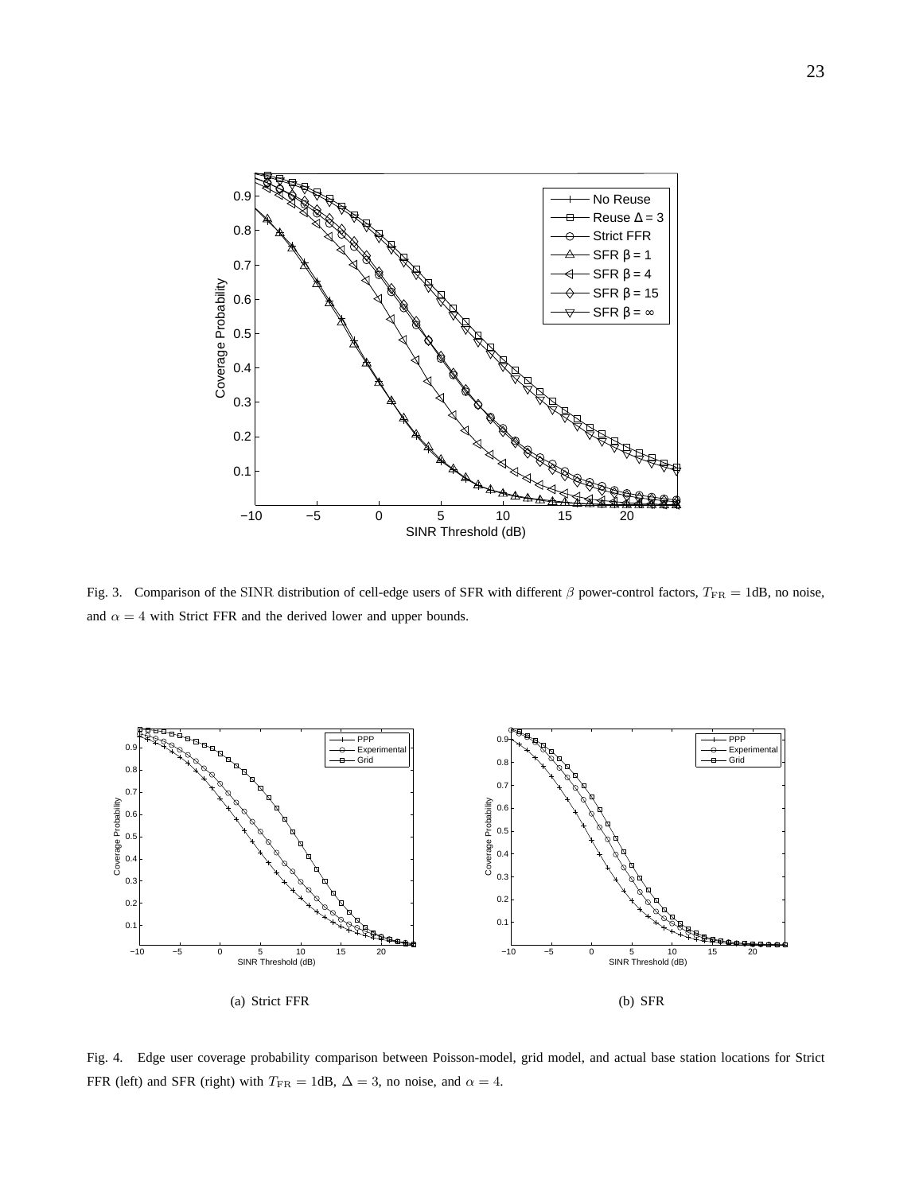Fig. 3. Comparison of the SINR distribution of cell-edge users of SFR with different $\beta$ power-control factors, $T_{\mathrm{FR}} = 1$dB, no noise, and $\alpha = 4$ with Strict FFR and the derived lower and upper bounds.

(a) Strict FFR

(b) SFR

Fig. 4. Edge user coverage probability comparison between Poisson-model, grid model, and actual base station locations for Strict FFR (left) and SFR (right) with $T_{\mathrm{FR}} = 1$dB, $\Delta = 3$, no noise, and $\alpha = 4$.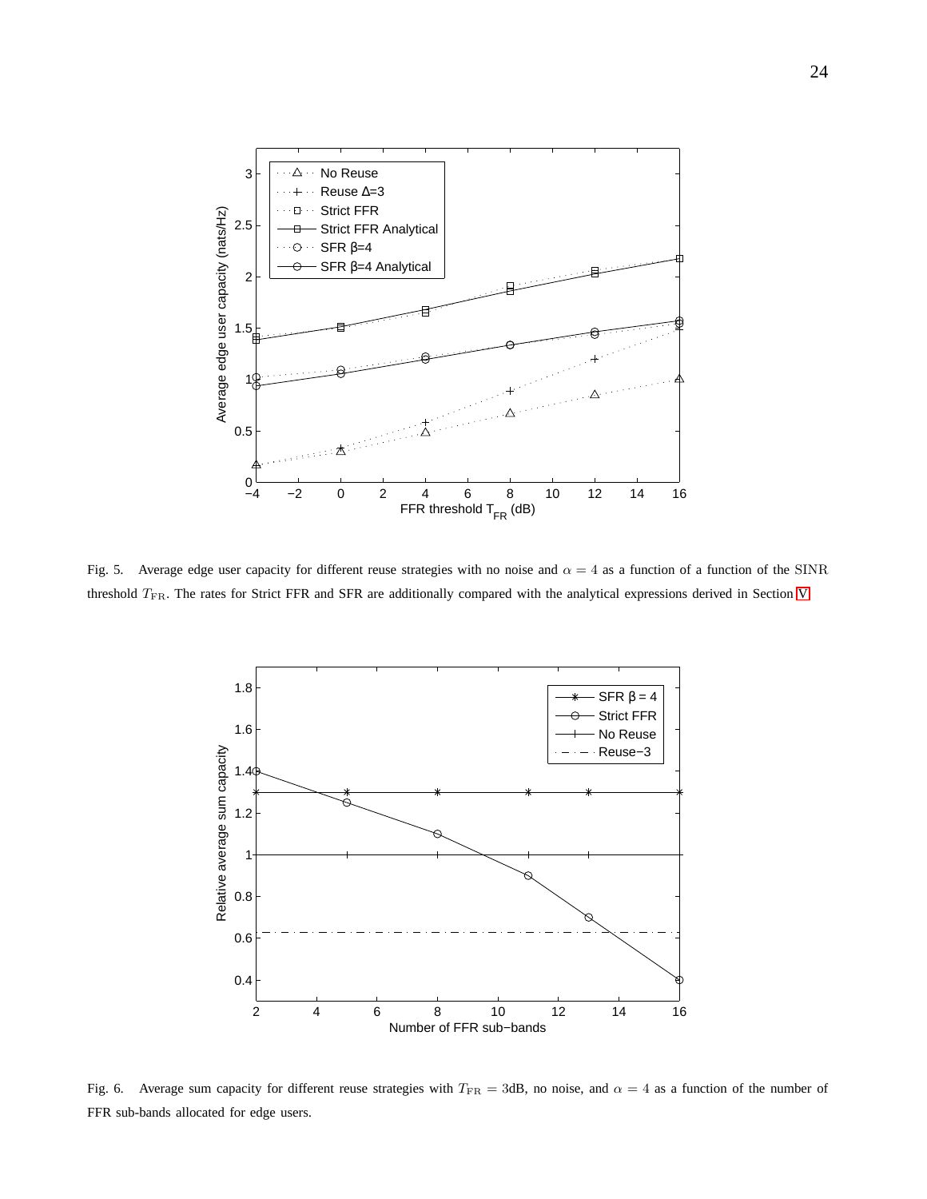Fig. 5. Average edge user capacity for different reuse strategies with no noise and $\alpha = 4$ as a function of a function of the $\mathrm{SINR}$ threshold $T_{\mathrm{FR}}$. The rates for Strict FFR and SFR are additionally compared with the analytical expressions derived in Section V

Fig. 6. Average sum capacity for different reuse strategies with $T_{\mathrm{FR}} = 3$dB, no noise, and $\alpha = 4$ as a function of the number of FFR sub-bands allocated for edge users.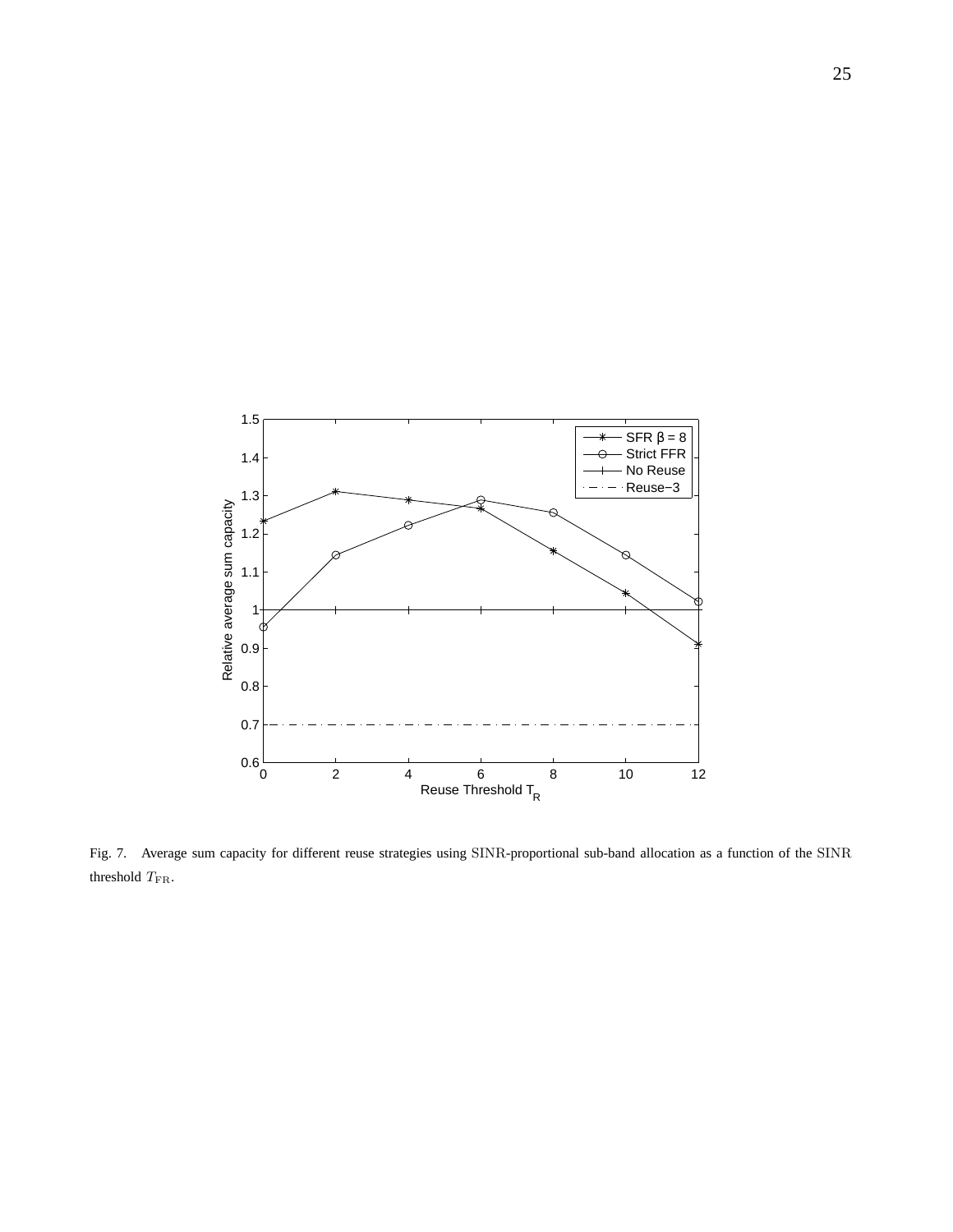1.5
1.4
1.3
1.2
1.1
1
0.9
0.8
0.7
0.6

0 2 4 6 8 10 12

Relative average sum capacity

Reuse Threshold $T_R$

SFR β = 8
Strict FFR
No Reuse
Reuse−3

Fig. 7. Average sum capacity for different reuse strategies using SINR-proportional sub-band allocation as a function of the SINR threshold $T_{\mathrm{FR}}$.